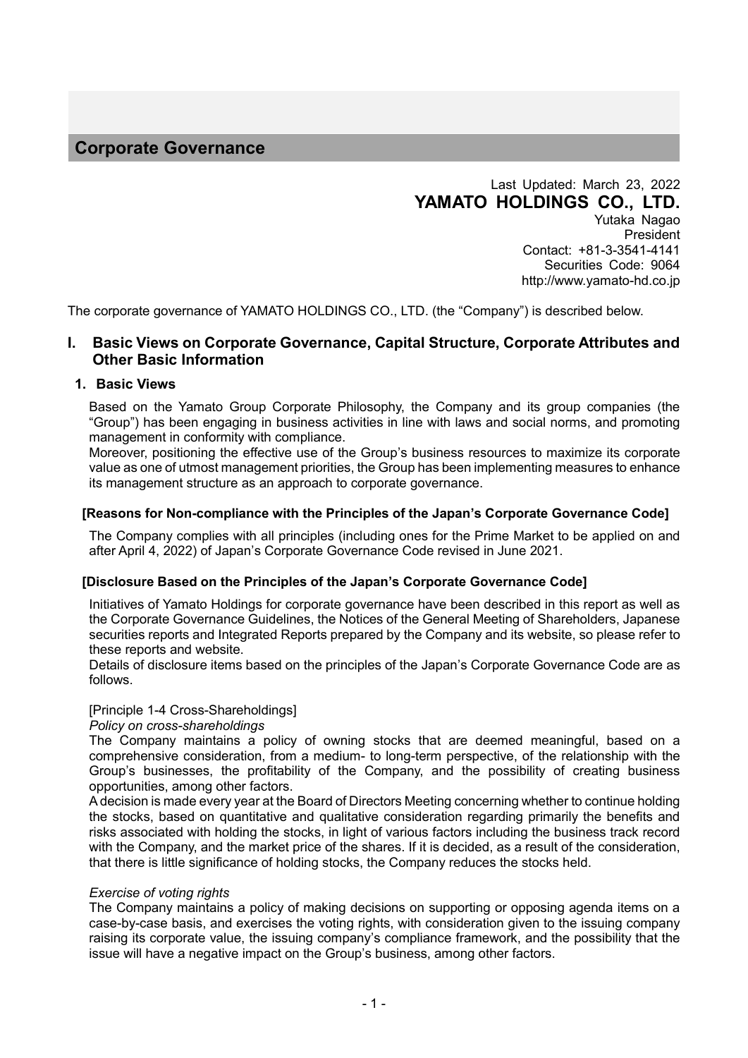# Corporate Governance

Last Updated: March 23, 2022
**YAMATO HOLDINGS CO., LTD.**
Yutaka Nagao
President
Contact: +81-3-3541-4141
Securities Code: 9064
http://www.yamato-hd.co.jp

The corporate governance of YAMATO HOLDINGS CO., LTD. (the "Company") is described below.

## I. Basic Views on Corporate Governance, Capital Structure, Corporate Attributes and Other Basic Information

### 1. Basic Views

Based on the Yamato Group Corporate Philosophy, the Company and its group companies (the "Group") has been engaging in business activities in line with laws and social norms, and promoting management in conformity with compliance.

Moreover, positioning the effective use of the Group's business resources to maximize its corporate value as one of utmost management priorities, the Group has been implementing measures to enhance its management structure as an approach to corporate governance.

#### [Reasons for Non-compliance with the Principles of the Japan's Corporate Governance Code]

The Company complies with all principles (including ones for the Prime Market to be applied on and after April 4, 2022) of Japan's Corporate Governance Code revised in June 2021.

#### [Disclosure Based on the Principles of the Japan's Corporate Governance Code]

Initiatives of Yamato Holdings for corporate governance have been described in this report as well as the Corporate Governance Guidelines, the Notices of the General Meeting of Shareholders, Japanese securities reports and Integrated Reports prepared by the Company and its website, so please refer to these reports and website.

Details of disclosure items based on the principles of the Japan's Corporate Governance Code are as follows.

[Principle 1-4 Cross-Shareholdings]

*Policy on cross-shareholdings*

The Company maintains a policy of owning stocks that are deemed meaningful, based on a comprehensive consideration, from a medium- to long-term perspective, of the relationship with the Group's businesses, the profitability of the Company, and the possibility of creating business opportunities, among other factors.

A decision is made every year at the Board of Directors Meeting concerning whether to continue holding the stocks, based on quantitative and qualitative consideration regarding primarily the benefits and risks associated with holding the stocks, in light of various factors including the business track record with the Company, and the market price of the shares. If it is decided, as a result of the consideration, that there is little significance of holding stocks, the Company reduces the stocks held.

*Exercise of voting rights*

The Company maintains a policy of making decisions on supporting or opposing agenda items on a case-by-case basis, and exercises the voting rights, with consideration given to the issuing company raising its corporate value, the issuing company's compliance framework, and the possibility that the issue will have a negative impact on the Group's business, among other factors.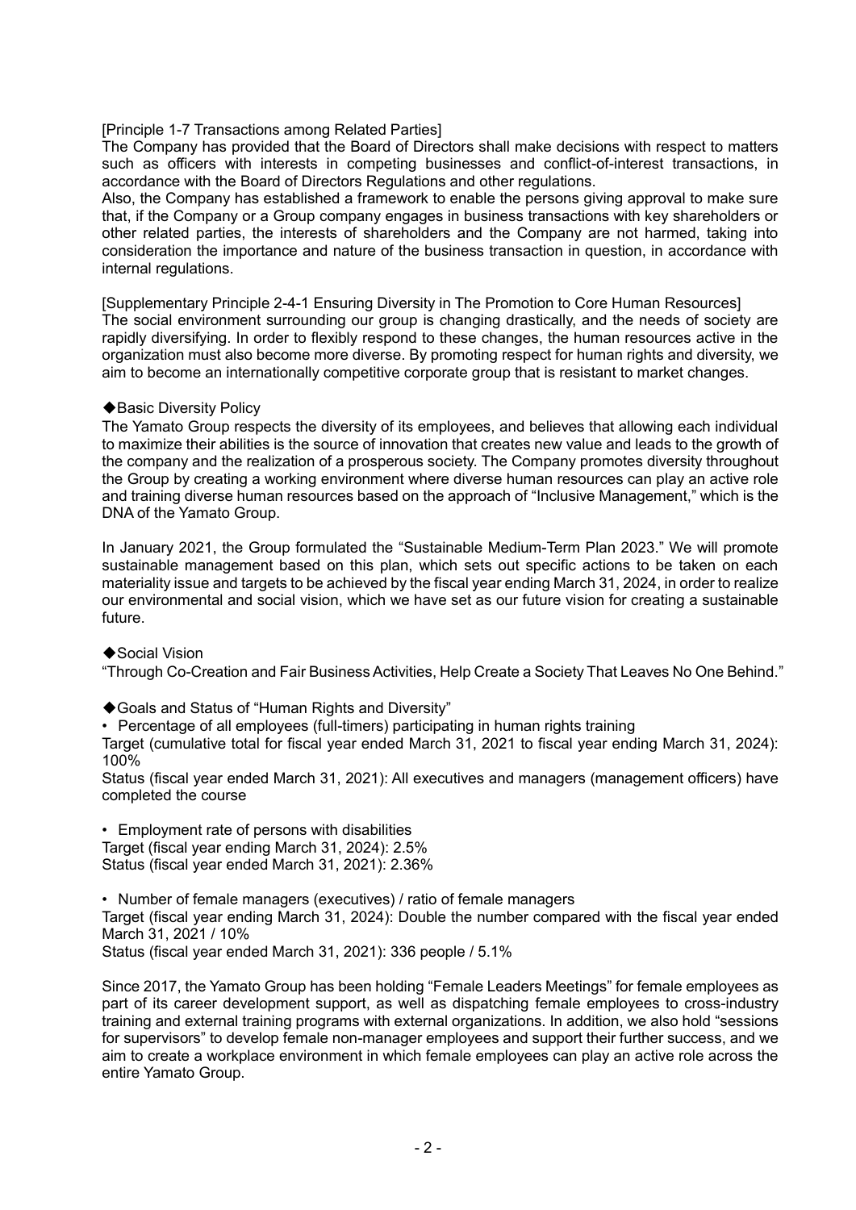[Principle 1-7 Transactions among Related Parties]

The Company has provided that the Board of Directors shall make decisions with respect to matters such as officers with interests in competing businesses and conflict-of-interest transactions, in accordance with the Board of Directors Regulations and other regulations.

Also, the Company has established a framework to enable the persons giving approval to make sure that, if the Company or a Group company engages in business transactions with key shareholders or other related parties, the interests of shareholders and the Company are not harmed, taking into consideration the importance and nature of the business transaction in question, in accordance with internal regulations.

[Supplementary Principle 2-4-1 Ensuring Diversity in The Promotion to Core Human Resources]

The social environment surrounding our group is changing drastically, and the needs of society are rapidly diversifying. In order to flexibly respond to these changes, the human resources active in the organization must also become more diverse. By promoting respect for human rights and diversity, we aim to become an internationally competitive corporate group that is resistant to market changes.

◆Basic Diversity Policy

The Yamato Group respects the diversity of its employees, and believes that allowing each individual to maximize their abilities is the source of innovation that creates new value and leads to the growth of the company and the realization of a prosperous society. The Company promotes diversity throughout the Group by creating a working environment where diverse human resources can play an active role and training diverse human resources based on the approach of "Inclusive Management," which is the DNA of the Yamato Group.

In January 2021, the Group formulated the "Sustainable Medium-Term Plan 2023." We will promote sustainable management based on this plan, which sets out specific actions to be taken on each materiality issue and targets to be achieved by the fiscal year ending March 31, 2024, in order to realize our environmental and social vision, which we have set as our future vision for creating a sustainable future.

◆Social Vision

"Through Co-Creation and Fair Business Activities, Help Create a Society That Leaves No One Behind."

◆Goals and Status of "Human Rights and Diversity"

• Percentage of all employees (full-timers) participating in human rights training
Target (cumulative total for fiscal year ended March 31, 2021 to fiscal year ending March 31, 2024): 100%
Status (fiscal year ended March 31, 2021): All executives and managers (management officers) have completed the course

• Employment rate of persons with disabilities
Target (fiscal year ending March 31, 2024): 2.5%
Status (fiscal year ended March 31, 2021): 2.36%

• Number of female managers (executives) / ratio of female managers
Target (fiscal year ending March 31, 2024): Double the number compared with the fiscal year ended March 31, 2021 / 10%
Status (fiscal year ended March 31, 2021): 336 people / 5.1%

Since 2017, the Yamato Group has been holding "Female Leaders Meetings" for female employees as part of its career development support, as well as dispatching female employees to cross-industry training and external training programs with external organizations. In addition, we also hold "sessions for supervisors" to develop female non-manager employees and support their further success, and we aim to create a workplace environment in which female employees can play an active role across the entire Yamato Group.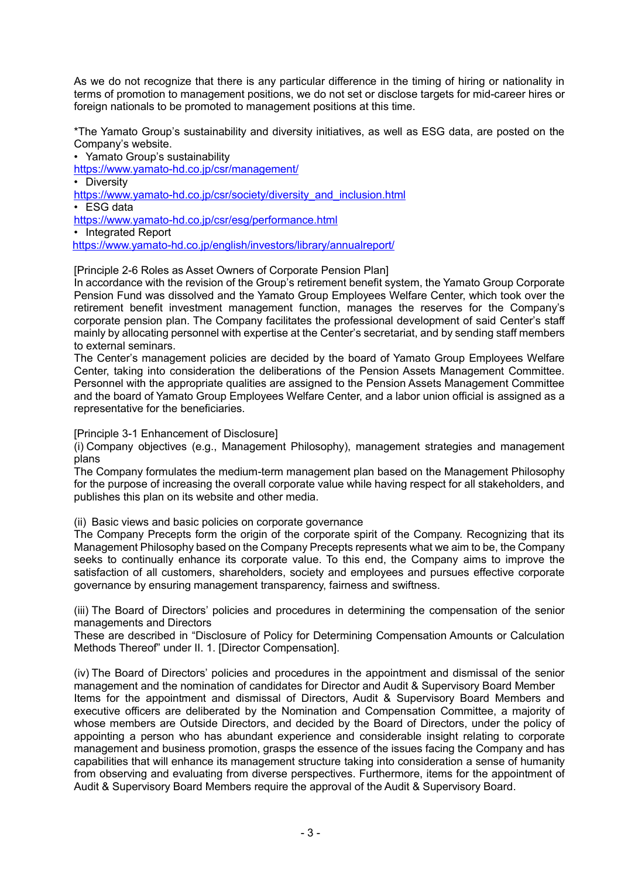As we do not recognize that there is any particular difference in the timing of hiring or nationality in terms of promotion to management positions, we do not set or disclose targets for mid-career hires or foreign nationals to be promoted to management positions at this time.

*The Yamato Group's sustainability and diversity initiatives, as well as ESG data, are posted on the Company's website.

- Yamato Group's sustainability
  https://www.yamato-hd.co.jp/csr/management/
- Diversity
  https://www.yamato-hd.co.jp/csr/society/diversity_and_inclusion.html
- ESG data
  https://www.yamato-hd.co.jp/csr/esg/performance.html
- Integrated Report
  https://www.yamato-hd.co.jp/english/investors/library/annualreport/

[Principle 2-6 Roles as Asset Owners of Corporate Pension Plan]
In accordance with the revision of the Group's retirement benefit system, the Yamato Group Corporate Pension Fund was dissolved and the Yamato Group Employees Welfare Center, which took over the retirement benefit investment management function, manages the reserves for the Company's corporate pension plan. The Company facilitates the professional development of said Center's staff mainly by allocating personnel with expertise at the Center's secretariat, and by sending staff members to external seminars.
The Center's management policies are decided by the board of Yamato Group Employees Welfare Center, taking into consideration the deliberations of the Pension Assets Management Committee. Personnel with the appropriate qualities are assigned to the Pension Assets Management Committee and the board of Yamato Group Employees Welfare Center, and a labor union official is assigned as a representative for the beneficiaries.

[Principle 3-1 Enhancement of Disclosure]
(i) Company objectives (e.g., Management Philosophy), management strategies and management plans
The Company formulates the medium-term management plan based on the Management Philosophy for the purpose of increasing the overall corporate value while having respect for all stakeholders, and publishes this plan on its website and other media.

(ii) Basic views and basic policies on corporate governance
The Company Precepts form the origin of the corporate spirit of the Company. Recognizing that its Management Philosophy based on the Company Precepts represents what we aim to be, the Company seeks to continually enhance its corporate value. To this end, the Company aims to improve the satisfaction of all customers, shareholders, society and employees and pursues effective corporate governance by ensuring management transparency, fairness and swiftness.

(iii) The Board of Directors' policies and procedures in determining the compensation of the senior managements and Directors
These are described in "Disclosure of Policy for Determining Compensation Amounts or Calculation Methods Thereof" under II. 1. [Director Compensation].

(iv) The Board of Directors' policies and procedures in the appointment and dismissal of the senior management and the nomination of candidates for Director and Audit & Supervisory Board Member
Items for the appointment and dismissal of Directors, Audit & Supervisory Board Members and executive officers are deliberated by the Nomination and Compensation Committee, a majority of whose members are Outside Directors, and decided by the Board of Directors, under the policy of appointing a person who has abundant experience and considerable insight relating to corporate management and business promotion, grasps the essence of the issues facing the Company and has capabilities that will enhance its management structure taking into consideration a sense of humanity from observing and evaluating from diverse perspectives. Furthermore, items for the appointment of Audit & Supervisory Board Members require the approval of the Audit & Supervisory Board.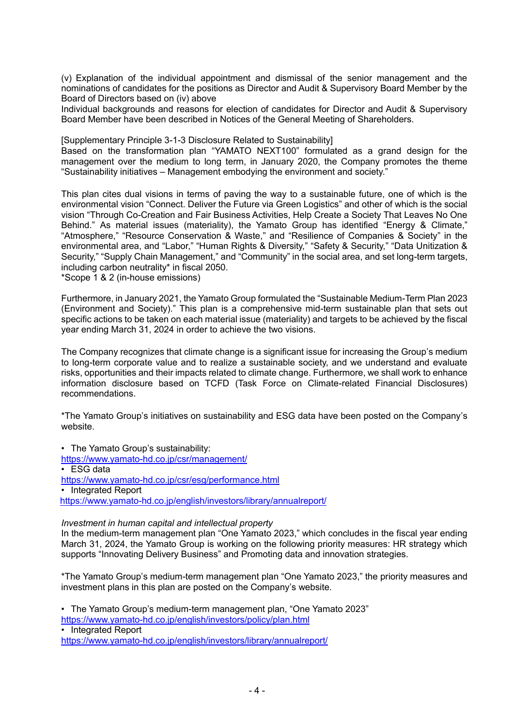(v) Explanation of the individual appointment and dismissal of the senior management and the nominations of candidates for the positions as Director and Audit & Supervisory Board Member by the Board of Directors based on (iv) above

Individual backgrounds and reasons for election of candidates for Director and Audit & Supervisory Board Member have been described in Notices of the General Meeting of Shareholders.

[Supplementary Principle 3-1-3 Disclosure Related to Sustainability]

Based on the transformation plan "YAMATO NEXT100" formulated as a grand design for the management over the medium to long term, in January 2020, the Company promotes the theme "Sustainability initiatives – Management embodying the environment and society."

This plan cites dual visions in terms of paving the way to a sustainable future, one of which is the environmental vision "Connect. Deliver the Future via Green Logistics" and other of which is the social vision "Through Co-Creation and Fair Business Activities, Help Create a Society That Leaves No One Behind." As material issues (materiality), the Yamato Group has identified "Energy & Climate," "Atmosphere," "Resource Conservation & Waste," and "Resilience of Companies & Society" in the environmental area, and "Labor," "Human Rights & Diversity," "Safety & Security," "Data Unitization & Security," "Supply Chain Management," and "Community" in the social area, and set long-term targets, including carbon neutrality* in fiscal 2050.

*Scope 1 & 2 (in-house emissions)

Furthermore, in January 2021, the Yamato Group formulated the "Sustainable Medium-Term Plan 2023 (Environment and Society)." This plan is a comprehensive mid-term sustainable plan that sets out specific actions to be taken on each material issue (materiality) and targets to be achieved by the fiscal year ending March 31, 2024 in order to achieve the two visions.

The Company recognizes that climate change is a significant issue for increasing the Group's medium to long-term corporate value and to realize a sustainable society, and we understand and evaluate risks, opportunities and their impacts related to climate change. Furthermore, we shall work to enhance information disclosure based on TCFD (Task Force on Climate-related Financial Disclosures) recommendations.

*The Yamato Group's initiatives on sustainability and ESG data have been posted on the Company's website.

- The Yamato Group's sustainability:
  https://www.yamato-hd.co.jp/csr/management/
- ESG data
  https://www.yamato-hd.co.jp/csr/esg/performance.html
- Integrated Report
  https://www.yamato-hd.co.jp/english/investors/library/annualreport/

*Investment in human capital and intellectual property*

In the medium-term management plan "One Yamato 2023," which concludes in the fiscal year ending March 31, 2024, the Yamato Group is working on the following priority measures: HR strategy which supports "Innovating Delivery Business" and Promoting data and innovation strategies.

*The Yamato Group's medium-term management plan "One Yamato 2023," the priority measures and investment plans in this plan are posted on the Company's website.

- The Yamato Group's medium-term management plan, "One Yamato 2023"
  https://www.yamato-hd.co.jp/english/investors/policy/plan.html
- Integrated Report
  https://www.yamato-hd.co.jp/english/investors/library/annualreport/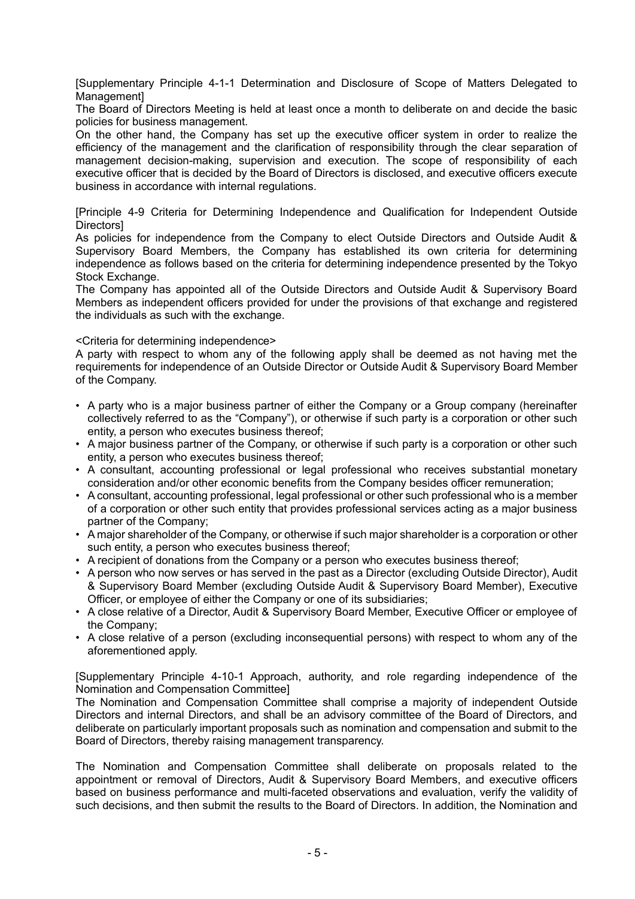[Supplementary Principle 4-1-1 Determination and Disclosure of Scope of Matters Delegated to Management]

The Board of Directors Meeting is held at least once a month to deliberate on and decide the basic policies for business management.

On the other hand, the Company has set up the executive officer system in order to realize the efficiency of the management and the clarification of responsibility through the clear separation of management decision-making, supervision and execution. The scope of responsibility of each executive officer that is decided by the Board of Directors is disclosed, and executive officers execute business in accordance with internal regulations.

[Principle 4-9 Criteria for Determining Independence and Qualification for Independent Outside Directors]

As policies for independence from the Company to elect Outside Directors and Outside Audit & Supervisory Board Members, the Company has established its own criteria for determining independence as follows based on the criteria for determining independence presented by the Tokyo Stock Exchange.

The Company has appointed all of the Outside Directors and Outside Audit & Supervisory Board Members as independent officers provided for under the provisions of that exchange and registered the individuals as such with the exchange.

<Criteria for determining independence>

A party with respect to whom any of the following apply shall be deemed as not having met the requirements for independence of an Outside Director or Outside Audit & Supervisory Board Member of the Company.

- A party who is a major business partner of either the Company or a Group company (hereinafter collectively referred to as the "Company"), or otherwise if such party is a corporation or other such entity, a person who executes business thereof;
- A major business partner of the Company, or otherwise if such party is a corporation or other such entity, a person who executes business thereof;
- A consultant, accounting professional or legal professional who receives substantial monetary consideration and/or other economic benefits from the Company besides officer remuneration;
- A consultant, accounting professional, legal professional or other such professional who is a member of a corporation or other such entity that provides professional services acting as a major business partner of the Company;
- A major shareholder of the Company, or otherwise if such major shareholder is a corporation or other such entity, a person who executes business thereof;
- A recipient of donations from the Company or a person who executes business thereof;
- A person who now serves or has served in the past as a Director (excluding Outside Director), Audit & Supervisory Board Member (excluding Outside Audit & Supervisory Board Member), Executive Officer, or employee of either the Company or one of its subsidiaries;
- A close relative of a Director, Audit & Supervisory Board Member, Executive Officer or employee of the Company;
- A close relative of a person (excluding inconsequential persons) with respect to whom any of the aforementioned apply.

[Supplementary Principle 4-10-1 Approach, authority, and role regarding independence of the Nomination and Compensation Committee]

The Nomination and Compensation Committee shall comprise a majority of independent Outside Directors and internal Directors, and shall be an advisory committee of the Board of Directors, and deliberate on particularly important proposals such as nomination and compensation and submit to the Board of Directors, thereby raising management transparency.

The Nomination and Compensation Committee shall deliberate on proposals related to the appointment or removal of Directors, Audit & Supervisory Board Members, and executive officers based on business performance and multi-faceted observations and evaluation, verify the validity of such decisions, and then submit the results to the Board of Directors. In addition, the Nomination and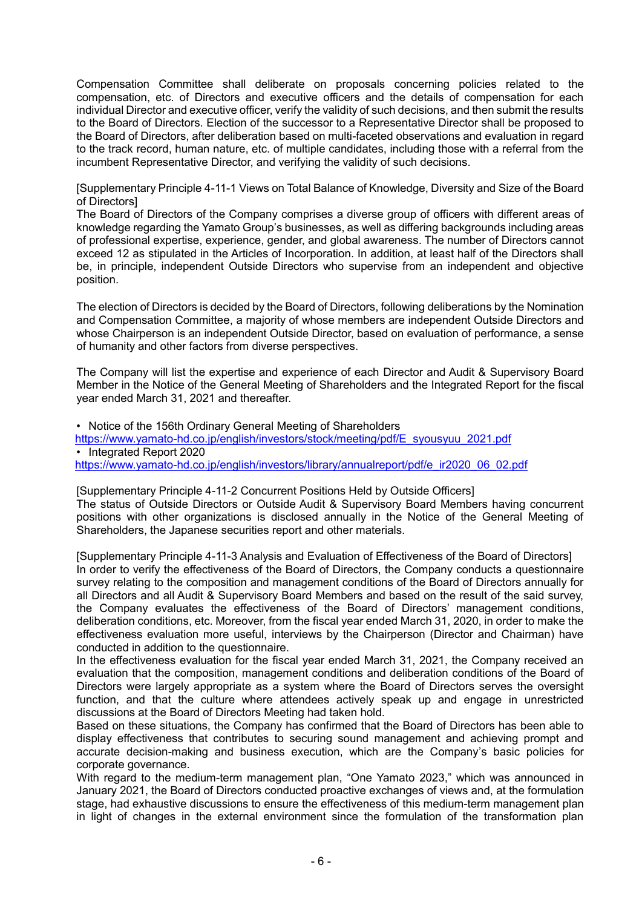Compensation Committee shall deliberate on proposals concerning policies related to the compensation, etc. of Directors and executive officers and the details of compensation for each individual Director and executive officer, verify the validity of such decisions, and then submit the results to the Board of Directors. Election of the successor to a Representative Director shall be proposed to the Board of Directors, after deliberation based on multi-faceted observations and evaluation in regard to the track record, human nature, etc. of multiple candidates, including those with a referral from the incumbent Representative Director, and verifying the validity of such decisions.

[Supplementary Principle 4-11-1 Views on Total Balance of Knowledge, Diversity and Size of the Board of Directors]

The Board of Directors of the Company comprises a diverse group of officers with different areas of knowledge regarding the Yamato Group's businesses, as well as differing backgrounds including areas of professional expertise, experience, gender, and global awareness. The number of Directors cannot exceed 12 as stipulated in the Articles of Incorporation. In addition, at least half of the Directors shall be, in principle, independent Outside Directors who supervise from an independent and objective position.

The election of Directors is decided by the Board of Directors, following deliberations by the Nomination and Compensation Committee, a majority of whose members are independent Outside Directors and whose Chairperson is an independent Outside Director, based on evaluation of performance, a sense of humanity and other factors from diverse perspectives.

The Company will list the expertise and experience of each Director and Audit & Supervisory Board Member in the Notice of the General Meeting of Shareholders and the Integrated Report for the fiscal year ended March 31, 2021 and thereafter.

- Notice of the 156th Ordinary General Meeting of Shareholders
https://www.yamato-hd.co.jp/english/investors/stock/meeting/pdf/E_syousyuu_2021.pdf
- Integrated Report 2020
https://www.yamato-hd.co.jp/english/investors/library/annualreport/pdf/e_ir2020_06_02.pdf

[Supplementary Principle 4-11-2 Concurrent Positions Held by Outside Officers]

The status of Outside Directors or Outside Audit & Supervisory Board Members having concurrent positions with other organizations is disclosed annually in the Notice of the General Meeting of Shareholders, the Japanese securities report and other materials.

[Supplementary Principle 4-11-3 Analysis and Evaluation of Effectiveness of the Board of Directors]

In order to verify the effectiveness of the Board of Directors, the Company conducts a questionnaire survey relating to the composition and management conditions of the Board of Directors annually for all Directors and all Audit & Supervisory Board Members and based on the result of the said survey, the Company evaluates the effectiveness of the Board of Directors' management conditions, deliberation conditions, etc. Moreover, from the fiscal year ended March 31, 2020, in order to make the effectiveness evaluation more useful, interviews by the Chairperson (Director and Chairman) have conducted in addition to the questionnaire.

In the effectiveness evaluation for the fiscal year ended March 31, 2021, the Company received an evaluation that the composition, management conditions and deliberation conditions of the Board of Directors were largely appropriate as a system where the Board of Directors serves the oversight function, and that the culture where attendees actively speak up and engage in unrestricted discussions at the Board of Directors Meeting had taken hold.

Based on these situations, the Company has confirmed that the Board of Directors has been able to display effectiveness that contributes to securing sound management and achieving prompt and accurate decision-making and business execution, which are the Company's basic policies for corporate governance.

With regard to the medium-term management plan, "One Yamato 2023," which was announced in January 2021, the Board of Directors conducted proactive exchanges of views and, at the formulation stage, had exhaustive discussions to ensure the effectiveness of this medium-term management plan in light of changes in the external environment since the formulation of the transformation plan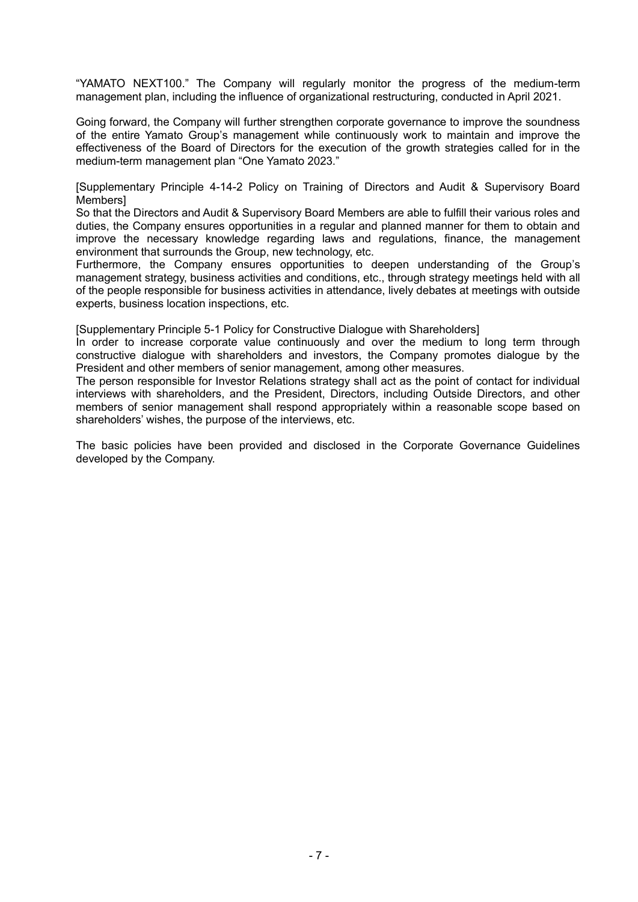"YAMATO NEXT100." The Company will regularly monitor the progress of the medium-term management plan, including the influence of organizational restructuring, conducted in April 2021.

Going forward, the Company will further strengthen corporate governance to improve the soundness of the entire Yamato Group's management while continuously work to maintain and improve the effectiveness of the Board of Directors for the execution of the growth strategies called for in the medium-term management plan "One Yamato 2023."

[Supplementary Principle 4-14-2 Policy on Training of Directors and Audit & Supervisory Board Members]

So that the Directors and Audit & Supervisory Board Members are able to fulfill their various roles and duties, the Company ensures opportunities in a regular and planned manner for them to obtain and improve the necessary knowledge regarding laws and regulations, finance, the management environment that surrounds the Group, new technology, etc.

Furthermore, the Company ensures opportunities to deepen understanding of the Group's management strategy, business activities and conditions, etc., through strategy meetings held with all of the people responsible for business activities in attendance, lively debates at meetings with outside experts, business location inspections, etc.

[Supplementary Principle 5-1 Policy for Constructive Dialogue with Shareholders]

In order to increase corporate value continuously and over the medium to long term through constructive dialogue with shareholders and investors, the Company promotes dialogue by the President and other members of senior management, among other measures.

The person responsible for Investor Relations strategy shall act as the point of contact for individual interviews with shareholders, and the President, Directors, including Outside Directors, and other members of senior management shall respond appropriately within a reasonable scope based on shareholders' wishes, the purpose of the interviews, etc.

The basic policies have been provided and disclosed in the Corporate Governance Guidelines developed by the Company.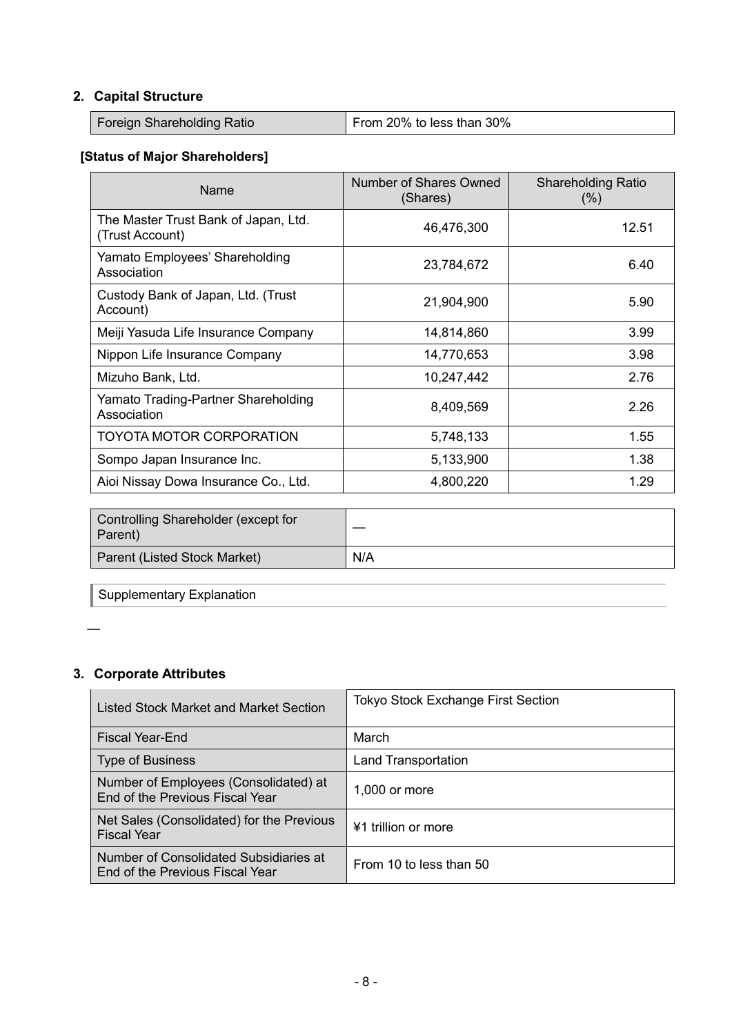## 2. Capital Structure

| Foreign Shareholding Ratio | From 20% to less than 30% |
|---|---|

**[Status of Major Shareholders]**

| Name | Number of Shares Owned (Shares) | Shareholding Ratio (%) |
|---|---|---|
| The Master Trust Bank of Japan, Ltd. (Trust Account) | 46,476,300 | 12.51 |
| Yamato Employees' Shareholding Association | 23,784,672 | 6.40 |
| Custody Bank of Japan, Ltd. (Trust Account) | 21,904,900 | 5.90 |
| Meiji Yasuda Life Insurance Company | 14,814,860 | 3.99 |
| Nippon Life Insurance Company | 14,770,653 | 3.98 |
| Mizuho Bank, Ltd. | 10,247,442 | 2.76 |
| Yamato Trading-Partner Shareholding Association | 8,409,569 | 2.26 |
| TOYOTA MOTOR CORPORATION | 5,748,133 | 1.55 |
| Sompo Japan Insurance Inc. | 5,133,900 | 1.38 |
| Aioi Nissay Dowa Insurance Co., Ltd. | 4,800,220 | 1.29 |

| Controlling Shareholder (except for Parent) | — |
|---|---|
| Parent (Listed Stock Market) | N/A |

Supplementary Explanation

—

## 3. Corporate Attributes

| Listed Stock Market and Market Section | Tokyo Stock Exchange First Section |
|---|---|
| Fiscal Year-End | March |
| Type of Business | Land Transportation |
| Number of Employees (Consolidated) at End of the Previous Fiscal Year | 1,000 or more |
| Net Sales (Consolidated) for the Previous Fiscal Year | ¥1 trillion or more |
| Number of Consolidated Subsidiaries at End of the Previous Fiscal Year | From 10 to less than 50 |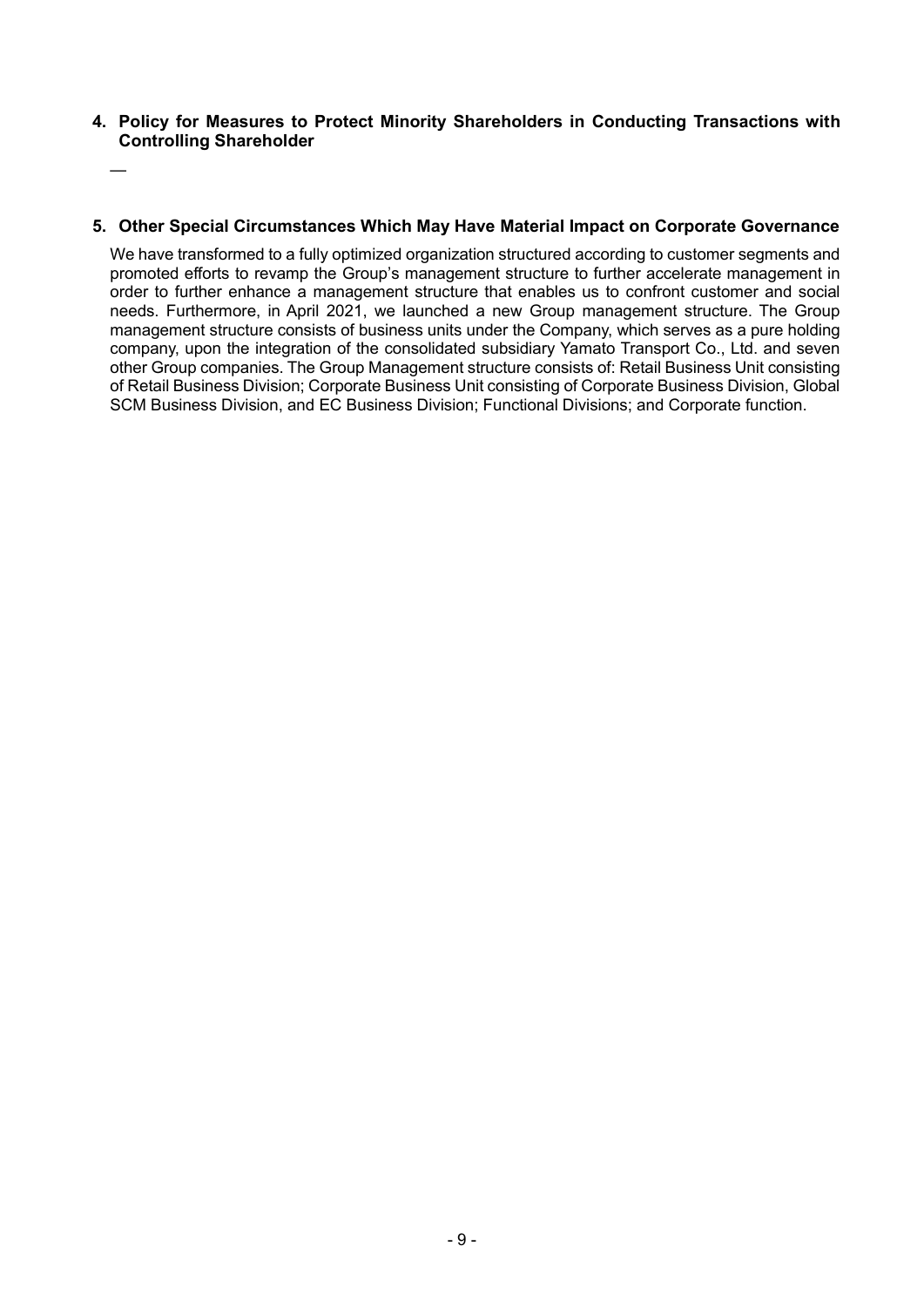## 4. Policy for Measures to Protect Minority Shareholders in Conducting Transactions with Controlling Shareholder

—

## 5. Other Special Circumstances Which May Have Material Impact on Corporate Governance

We have transformed to a fully optimized organization structured according to customer segments and promoted efforts to revamp the Group's management structure to further accelerate management in order to further enhance a management structure that enables us to confront customer and social needs. Furthermore, in April 2021, we launched a new Group management structure. The Group management structure consists of business units under the Company, which serves as a pure holding company, upon the integration of the consolidated subsidiary Yamato Transport Co., Ltd. and seven other Group companies. The Group Management structure consists of: Retail Business Unit consisting of Retail Business Division; Corporate Business Unit consisting of Corporate Business Division, Global SCM Business Division, and EC Business Division; Functional Divisions; and Corporate function.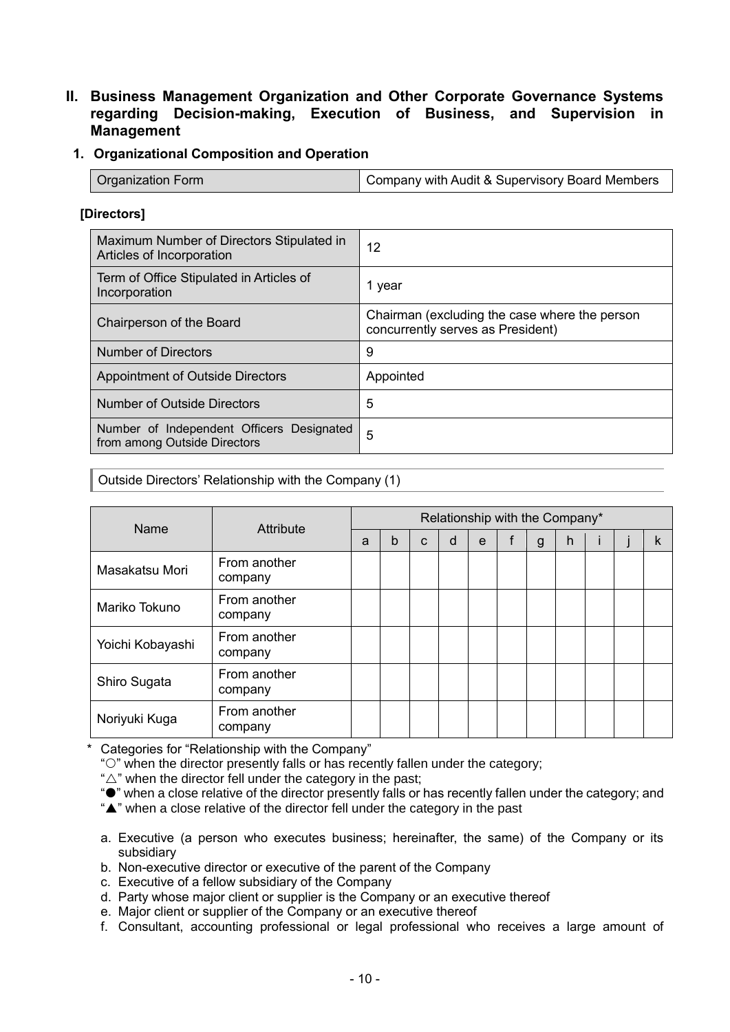## II. Business Management Organization and Other Corporate Governance Systems regarding Decision-making, Execution of Business, and Supervision in Management

### 1. Organizational Composition and Operation

| Organization Form | Company with Audit & Supervisory Board Members |
|---|---|

**[Directors]**

| Maximum Number of Directors Stipulated in Articles of Incorporation | 12 |
|---|---|
| Term of Office Stipulated in Articles of Incorporation | 1 year |
| Chairperson of the Board | Chairman (excluding the case where the person concurrently serves as President) |
| Number of Directors | 9 |
| Appointment of Outside Directors | Appointed |
| Number of Outside Directors | 5 |
| Number of Independent Officers Designated from among Outside Directors | 5 |

Outside Directors' Relationship with the Company (1)

| Name | Attribute | Relationship with the Company* | | | | | | | | | | |
|---|---|---|---|---|---|---|---|---|---|---|---|---|
| | | a | b | c | d | e | f | g | h | i | j | k |
| Masakatsu Mori | From another company | | | | | | | | | | | |
| Mariko Tokuno | From another company | | | | | | | | | | | |
| Yoichi Kobayashi | From another company | | | | | | | | | | | |
| Shiro Sugata | From another company | | | | | | | | | | | |
| Noriyuki Kuga | From another company | | | | | | | | | | | |

\* Categories for "Relationship with the Company"

"○" when the director presently falls or has recently fallen under the category;
"△" when the director fell under the category in the past;
"●" when a close relative of the director presently falls or has recently fallen under the category; and
"▲" when a close relative of the director fell under the category in the past

a. Executive (a person who executes business; hereinafter, the same) of the Company or its subsidiary
b. Non-executive director or executive of the parent of the Company
c. Executive of a fellow subsidiary of the Company
d. Party whose major client or supplier is the Company or an executive thereof
e. Major client or supplier of the Company or an executive thereof
f. Consultant, accounting professional or legal professional who receives a large amount of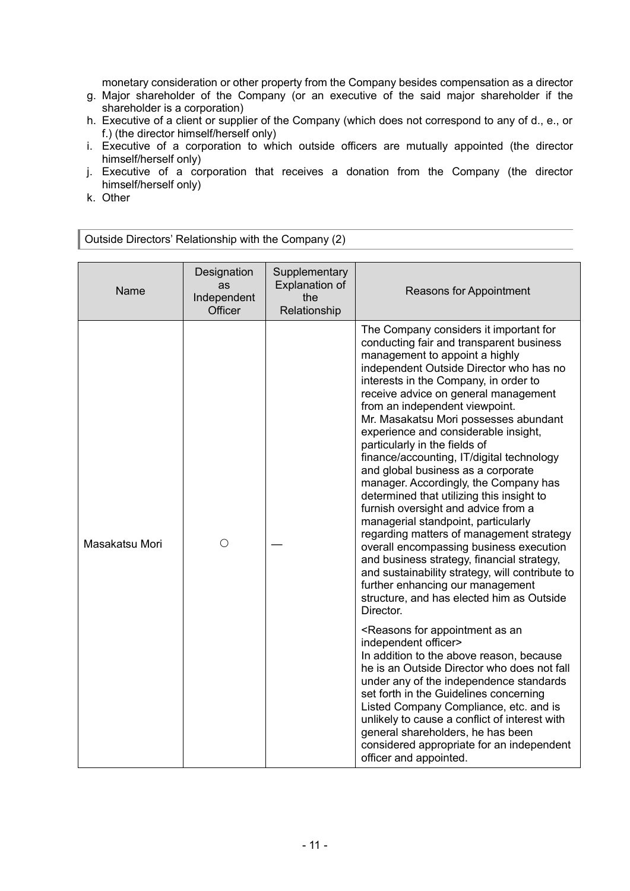monetary consideration or other property from the Company besides compensation as a director

g. Major shareholder of the Company (or an executive of the said major shareholder if the shareholder is a corporation)
h. Executive of a client or supplier of the Company (which does not correspond to any of d., e., or f.) (the director himself/herself only)
i. Executive of a corporation to which outside officers are mutually appointed (the director himself/herself only)
j. Executive of a corporation that receives a donation from the Company (the director himself/herself only)
k. Other

### Outside Directors' Relationship with the Company (2)

| Name | Designation as Independent Officer | Supplementary Explanation of the Relationship | Reasons for Appointment |
|---|---|---|---|
| Masakatsu Mori | ○ | — | The Company considers it important for conducting fair and transparent business management to appoint a highly independent Outside Director who has no interests in the Company, in order to receive advice on general management from an independent viewpoint.<br>Mr. Masakatsu Mori possesses abundant experience and considerable insight, particularly in the fields of finance/accounting, IT/digital technology and global business as a corporate manager. Accordingly, the Company has determined that utilizing this insight to furnish oversight and advice from a managerial standpoint, particularly regarding matters of management strategy overall encompassing business execution and business strategy, financial strategy, and sustainability strategy, will contribute to further enhancing our management structure, and has elected him as Outside Director.<br><br><Reasons for appointment as an independent officer><br>In addition to the above reason, because he is an Outside Director who does not fall under any of the independence standards set forth in the Guidelines concerning Listed Company Compliance, etc. and is unlikely to cause a conflict of interest with general shareholders, he has been considered appropriate for an independent officer and appointed. |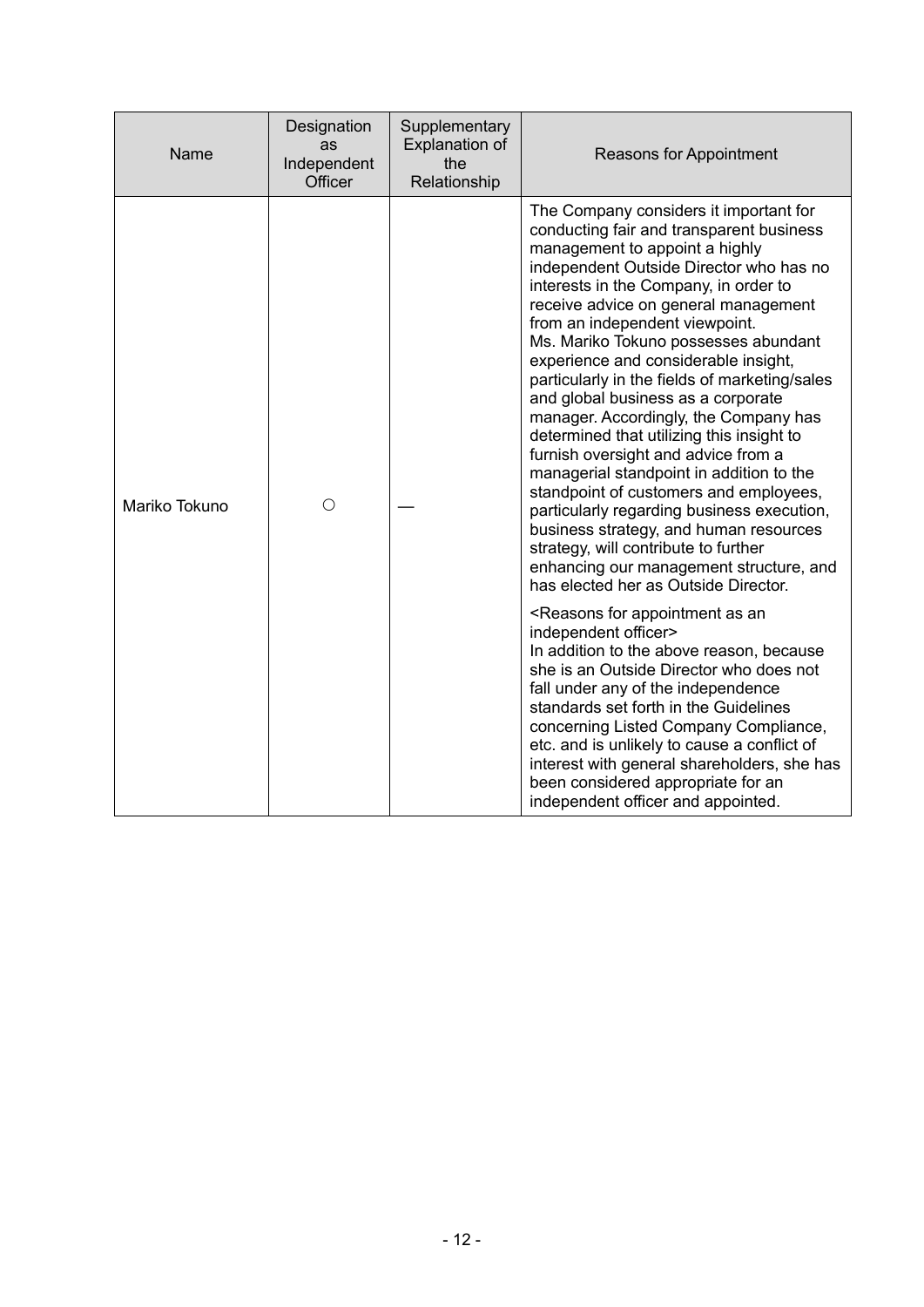| Name | Designation as Independent Officer | Supplementary Explanation of the Relationship | Reasons for Appointment |
|---|---|---|---|
| Mariko Tokuno | ○ | — | The Company considers it important for conducting fair and transparent business management to appoint a highly independent Outside Director who has no interests in the Company, in order to receive advice on general management from an independent viewpoint.<br>Ms. Mariko Tokuno possesses abundant experience and considerable insight, particularly in the fields of marketing/sales and global business as a corporate manager. Accordingly, the Company has determined that utilizing this insight to furnish oversight and advice from a managerial standpoint in addition to the standpoint of customers and employees, particularly regarding business execution, business strategy, and human resources strategy, will contribute to further enhancing our management structure, and has elected her as Outside Director.<br><br><Reasons for appointment as an independent officer><br>In addition to the above reason, because she is an Outside Director who does not fall under any of the independence standards set forth in the Guidelines concerning Listed Company Compliance, etc. and is unlikely to cause a conflict of interest with general shareholders, she has been considered appropriate for an independent officer and appointed. |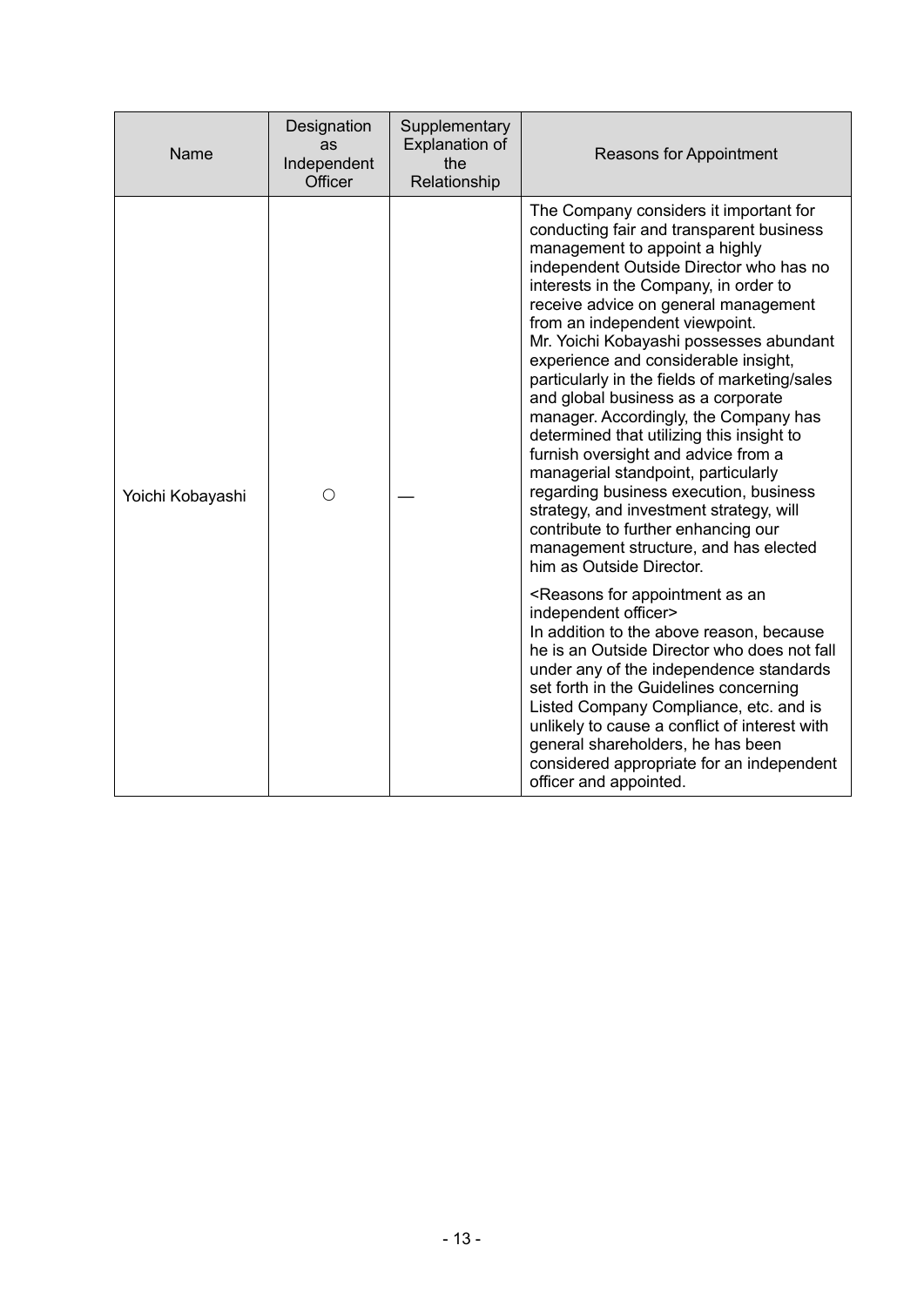| Name | Designation as Independent Officer | Supplementary Explanation of the Relationship | Reasons for Appointment |
|---|---|---|---|
| Yoichi Kobayashi | ○ | — | The Company considers it important for conducting fair and transparent business management to appoint a highly independent Outside Director who has no interests in the Company, in order to receive advice on general management from an independent viewpoint.<br>Mr. Yoichi Kobayashi possesses abundant experience and considerable insight, particularly in the fields of marketing/sales and global business as a corporate manager. Accordingly, the Company has determined that utilizing this insight to furnish oversight and advice from a managerial standpoint, particularly regarding business execution, business strategy, and investment strategy, will contribute to further enhancing our management structure, and has elected him as Outside Director.<br><Reasons for appointment as an independent officer><br>In addition to the above reason, because he is an Outside Director who does not fall under any of the independence standards set forth in the Guidelines concerning Listed Company Compliance, etc. and is unlikely to cause a conflict of interest with general shareholders, he has been considered appropriate for an independent officer and appointed. |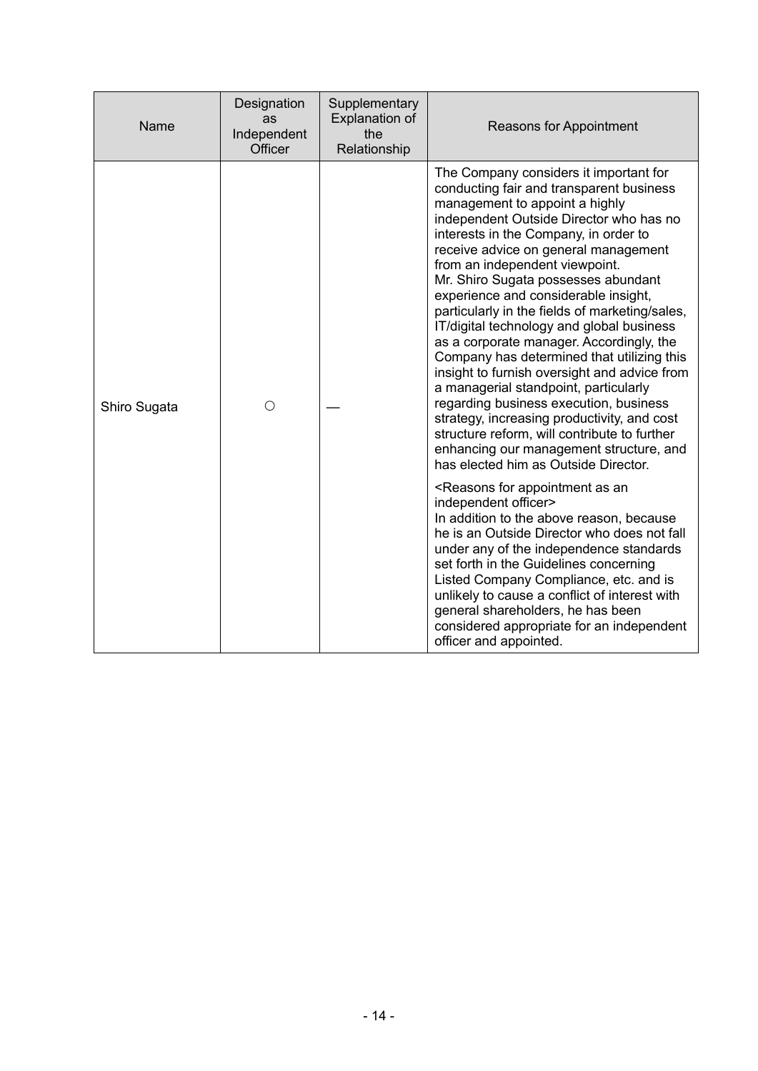| Name | Designation as Independent Officer | Supplementary Explanation of the Relationship | Reasons for Appointment |
| --- | --- | --- | --- |
| Shiro Sugata | ○ | — | The Company considers it important for conducting fair and transparent business management to appoint a highly independent Outside Director who has no interests in the Company, in order to receive advice on general management from an independent viewpoint.<br>Mr. Shiro Sugata possesses abundant experience and considerable insight, particularly in the fields of marketing/sales, IT/digital technology and global business as a corporate manager. Accordingly, the Company has determined that utilizing this insight to furnish oversight and advice from a managerial standpoint, particularly regarding business execution, business strategy, increasing productivity, and cost structure reform, will contribute to further enhancing our management structure, and has elected him as Outside Director.<br><br><Reasons for appointment as an independent officer><br>In addition to the above reason, because he is an Outside Director who does not fall under any of the independence standards set forth in the Guidelines concerning Listed Company Compliance, etc. and is unlikely to cause a conflict of interest with general shareholders, he has been considered appropriate for an independent officer and appointed. |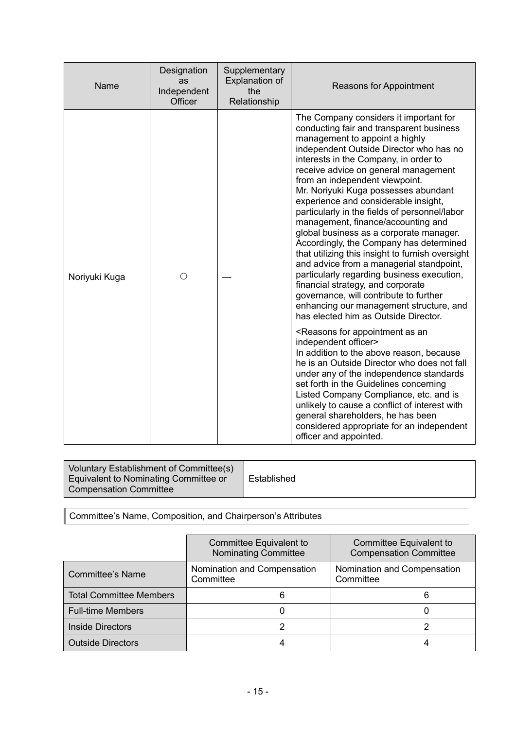| Name | Designation as Independent Officer | Supplementary Explanation of the Relationship | Reasons for Appointment |
|---|---|---|---|
| Noriyuki Kuga | ○ | — | The Company considers it important for conducting fair and transparent business management to appoint a highly independent Outside Director who has no interests in the Company, in order to receive advice on general management from an independent viewpoint. Mr. Noriyuki Kuga possesses abundant experience and considerable insight, particularly in the fields of personnel/labor management, finance/accounting and global business as a corporate manager. Accordingly, the Company has determined that utilizing this insight to furnish oversight and advice from a managerial standpoint, particularly regarding business execution, financial strategy, and corporate governance, will contribute to further enhancing our management structure, and has elected him as Outside Director.<br><br><Reasons for appointment as an independent officer><br>In addition to the above reason, because he is an Outside Director who does not fall under any of the independence standards set forth in the Guidelines concerning Listed Company Compliance, etc. and is unlikely to cause a conflict of interest with general shareholders, he has been considered appropriate for an independent officer and appointed. |

| Voluntary Establishment of Committee(s) Equivalent to Nominating Committee or Compensation Committee | Established |
|---|---|

Committee's Name, Composition, and Chairperson's Attributes

| | Committee Equivalent to Nominating Committee | Committee Equivalent to Compensation Committee |
|---|---|---|
| Committee's Name | Nomination and Compensation Committee | Nomination and Compensation Committee |
| Total Committee Members | 6 | 6 |
| Full-time Members | 0 | 0 |
| Inside Directors | 2 | 2 |
| Outside Directors | 4 | 4 |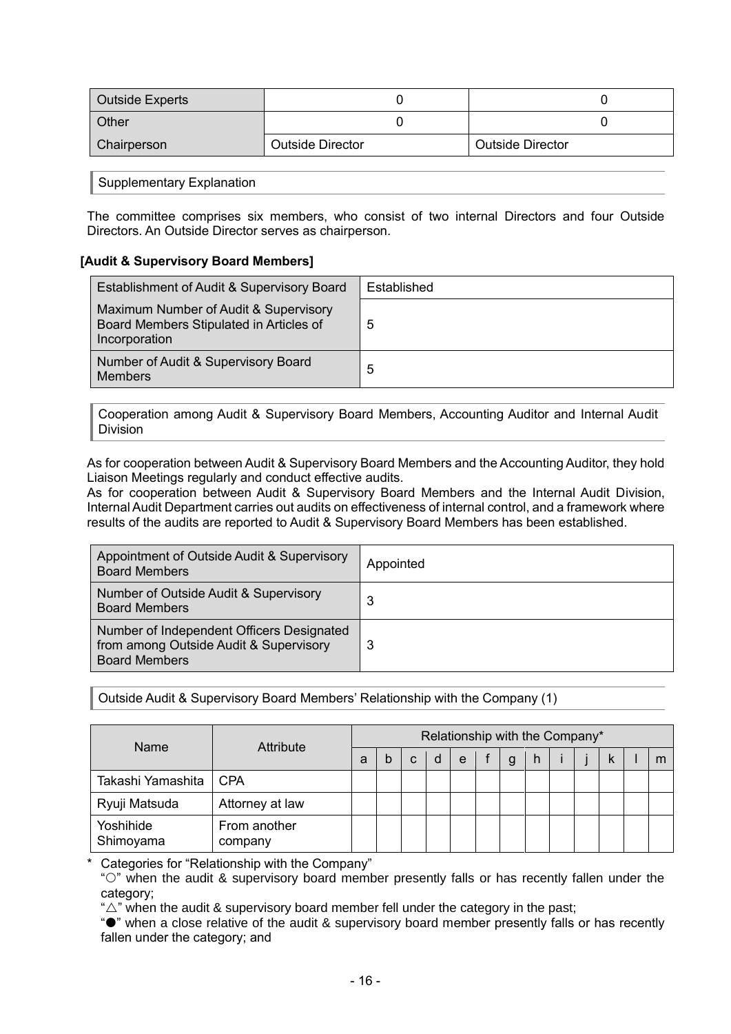| | | |
|---|---|---|
| Outside Experts | 0 | 0 |
| Other | 0 | 0 |
| Chairperson | Outside Director | Outside Director |

Supplementary Explanation

The committee comprises six members, who consist of two internal Directors and four Outside Directors. An Outside Director serves as chairperson.

**[Audit & Supervisory Board Members]**

| | |
|---|---|
| Establishment of Audit & Supervisory Board | Established |
| Maximum Number of Audit & Supervisory Board Members Stipulated in Articles of Incorporation | 5 |
| Number of Audit & Supervisory Board Members | 5 |

Cooperation among Audit & Supervisory Board Members, Accounting Auditor and Internal Audit Division

As for cooperation between Audit & Supervisory Board Members and the Accounting Auditor, they hold Liaison Meetings regularly and conduct effective audits.
As for cooperation between Audit & Supervisory Board Members and the Internal Audit Division, Internal Audit Department carries out audits on effectiveness of internal control, and a framework where results of the audits are reported to Audit & Supervisory Board Members has been established.

| | |
|---|---|
| Appointment of Outside Audit & Supervisory Board Members | Appointed |
| Number of Outside Audit & Supervisory Board Members | 3 |
| Number of Independent Officers Designated from among Outside Audit & Supervisory Board Members | 3 |

Outside Audit & Supervisory Board Members' Relationship with the Company (1)

| Name | Attribute | Relationship with the Company* | | | | | | | | | | | | |
|---|---|---|---|---|---|---|---|---|---|---|---|---|---|---|
| | | a | b | c | d | e | f | g | h | i | j | k | l | m |
| Takashi Yamashita | CPA | | | | | | | | | | | | | |
| Ryuji Matsuda | Attorney at law | | | | | | | | | | | | | |
| Yoshihide Shimoyama | From another company | | | | | | | | | | | | | |

\* Categories for "Relationship with the Company"
"○" when the audit & supervisory board member presently falls or has recently fallen under the category;
"△" when the audit & supervisory board member fell under the category in the past;
"●" when a close relative of the audit & supervisory board member presently falls or has recently fallen under the category; and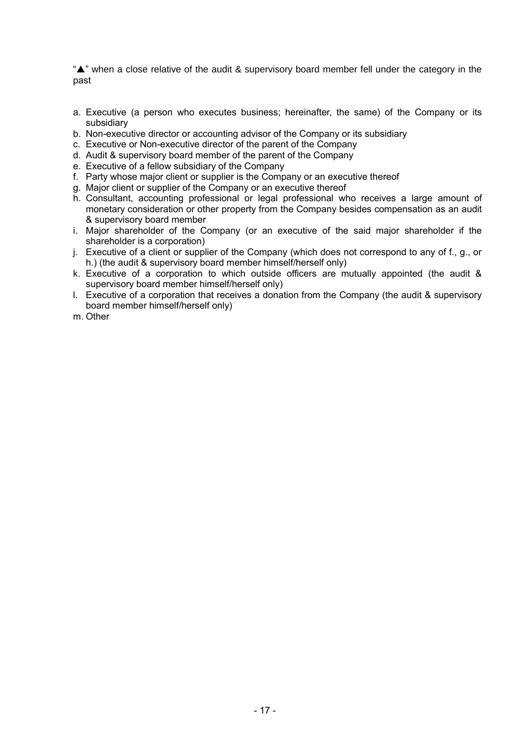"▲" when a close relative of the audit & supervisory board member fell under the category in the past

a. Executive (a person who executes business; hereinafter, the same) of the Company or its subsidiary
b. Non-executive director or accounting advisor of the Company or its subsidiary
c. Executive or Non-executive director of the parent of the Company
d. Audit & supervisory board member of the parent of the Company
e. Executive of a fellow subsidiary of the Company
f. Party whose major client or supplier is the Company or an executive thereof
g. Major client or supplier of the Company or an executive thereof
h. Consultant, accounting professional or legal professional who receives a large amount of monetary consideration or other property from the Company besides compensation as an audit & supervisory board member
i. Major shareholder of the Company (or an executive of the said major shareholder if the shareholder is a corporation)
j. Executive of a client or supplier of the Company (which does not correspond to any of f., g., or h.) (the audit & supervisory board member himself/herself only)
k. Executive of a corporation to which outside officers are mutually appointed (the audit & supervisory board member himself/herself only)
l. Executive of a corporation that receives a donation from the Company (the audit & supervisory board member himself/herself only)
m. Other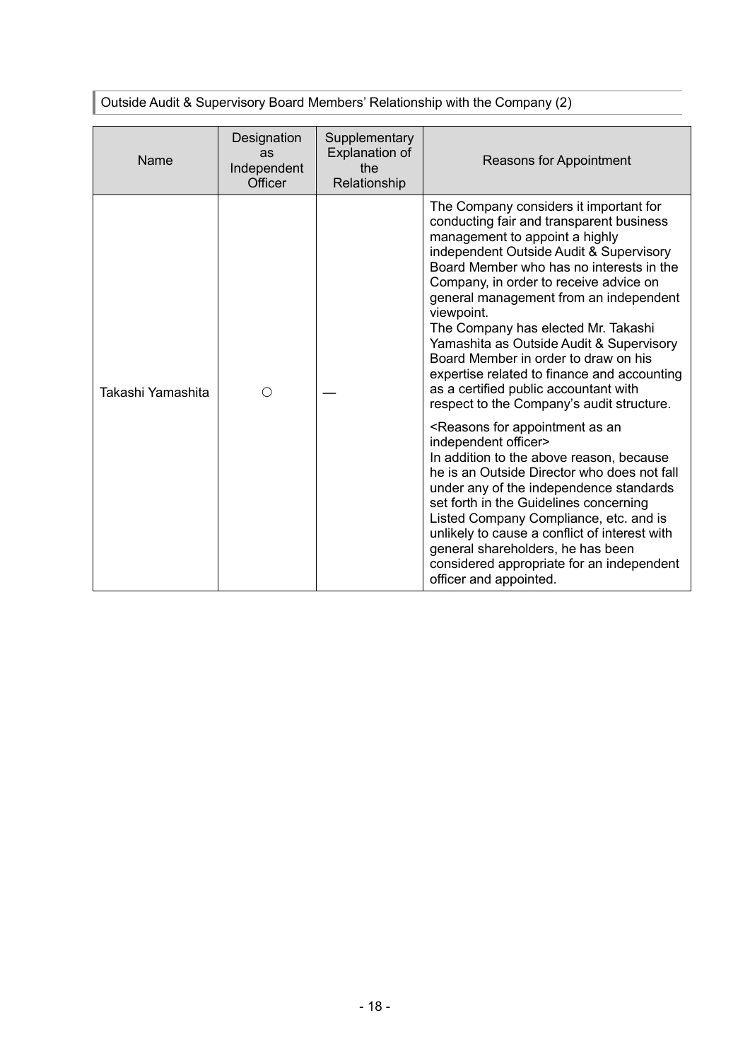Outside Audit & Supervisory Board Members' Relationship with the Company (2)

| Name | Designation as Independent Officer | Supplementary Explanation of the Relationship | Reasons for Appointment |
| --- | --- | --- | --- |
| Takashi Yamashita | ○ | — | The Company considers it important for conducting fair and transparent business management to appoint a highly independent Outside Audit & Supervisory Board Member who has no interests in the Company, in order to receive advice on general management from an independent viewpoint.<br>The Company has elected Mr. Takashi Yamashita as Outside Audit & Supervisory Board Member in order to draw on his expertise related to finance and accounting as a certified public accountant with respect to the Company's audit structure.<br><br><Reasons for appointment as an independent officer><br>In addition to the above reason, because he is an Outside Director who does not fall under any of the independence standards set forth in the Guidelines concerning Listed Company Compliance, etc. and is unlikely to cause a conflict of interest with general shareholders, he has been considered appropriate for an independent officer and appointed. |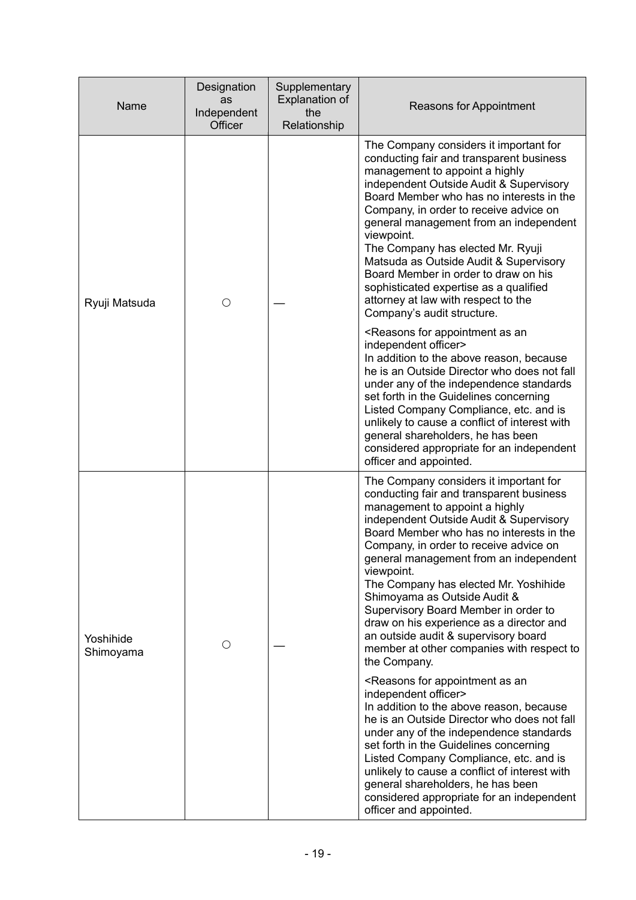| Name | Designation as Independent Officer | Supplementary Explanation of the Relationship | Reasons for Appointment |
| --- | --- | --- | --- |
| Ryuji Matsuda | ○ | — | The Company considers it important for conducting fair and transparent business management to appoint a highly independent Outside Audit & Supervisory Board Member who has no interests in the Company, in order to receive advice on general management from an independent viewpoint.<br>The Company has elected Mr. Ryuji Matsuda as Outside Audit & Supervisory Board Member in order to draw on his sophisticated expertise as a qualified attorney at law with respect to the Company's audit structure.<br><br><Reasons for appointment as an independent officer><br>In addition to the above reason, because he is an Outside Director who does not fall under any of the independence standards set forth in the Guidelines concerning Listed Company Compliance, etc. and is unlikely to cause a conflict of interest with general shareholders, he has been considered appropriate for an independent officer and appointed. |
| Yoshihide Shimoyama | ○ | — | The Company considers it important for conducting fair and transparent business management to appoint a highly independent Outside Audit & Supervisory Board Member who has no interests in the Company, in order to receive advice on general management from an independent viewpoint.<br>The Company has elected Mr. Yoshihide Shimoyama as Outside Audit & Supervisory Board Member in order to draw on his experience as a director and an outside audit & supervisory board member at other companies with respect to the Company.<br><br><Reasons for appointment as an independent officer><br>In addition to the above reason, because he is an Outside Director who does not fall under any of the independence standards set forth in the Guidelines concerning Listed Company Compliance, etc. and is unlikely to cause a conflict of interest with general shareholders, he has been considered appropriate for an independent officer and appointed. |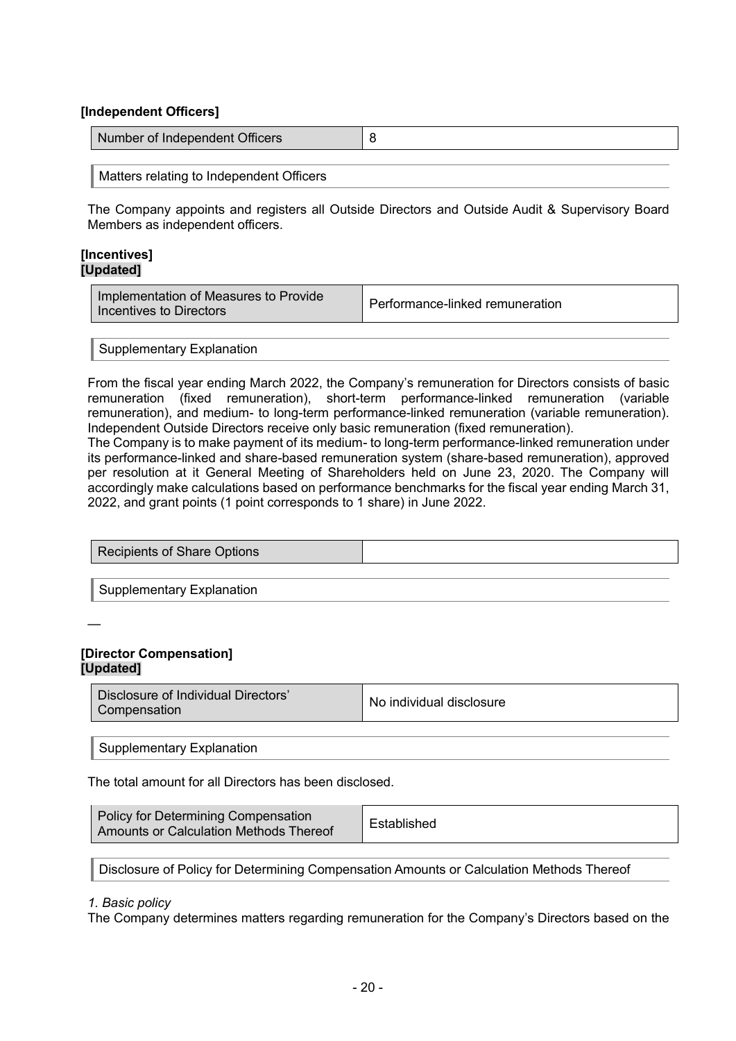**[Independent Officers]**

| Number of Independent Officers | 8 |
|---|---|

Matters relating to Independent Officers

The Company appoints and registers all Outside Directors and Outside Audit & Supervisory Board Members as independent officers.

**[Incentives]**
**[Updated]**

| Implementation of Measures to Provide Incentives to Directors | Performance-linked remuneration |
|---|---|

Supplementary Explanation

From the fiscal year ending March 2022, the Company's remuneration for Directors consists of basic remuneration (fixed remuneration), short-term performance-linked remuneration (variable remuneration), and medium- to long-term performance-linked remuneration (variable remuneration). Independent Outside Directors receive only basic remuneration (fixed remuneration).
The Company is to make payment of its medium- to long-term performance-linked remuneration under its performance-linked and share-based remuneration system (share-based remuneration), approved per resolution at it General Meeting of Shareholders held on June 23, 2020. The Company will accordingly make calculations based on performance benchmarks for the fiscal year ending March 31, 2022, and grant points (1 point corresponds to 1 share) in June 2022.

| Recipients of Share Options | |
|---|---|

Supplementary Explanation

—

**[Director Compensation]**
**[Updated]**

| Disclosure of Individual Directors' Compensation | No individual disclosure |
|---|---|

Supplementary Explanation

The total amount for all Directors has been disclosed.

| Policy for Determining Compensation Amounts or Calculation Methods Thereof | Established |
|---|---|

Disclosure of Policy for Determining Compensation Amounts or Calculation Methods Thereof

*1. Basic policy*
The Company determines matters regarding remuneration for the Company's Directors based on the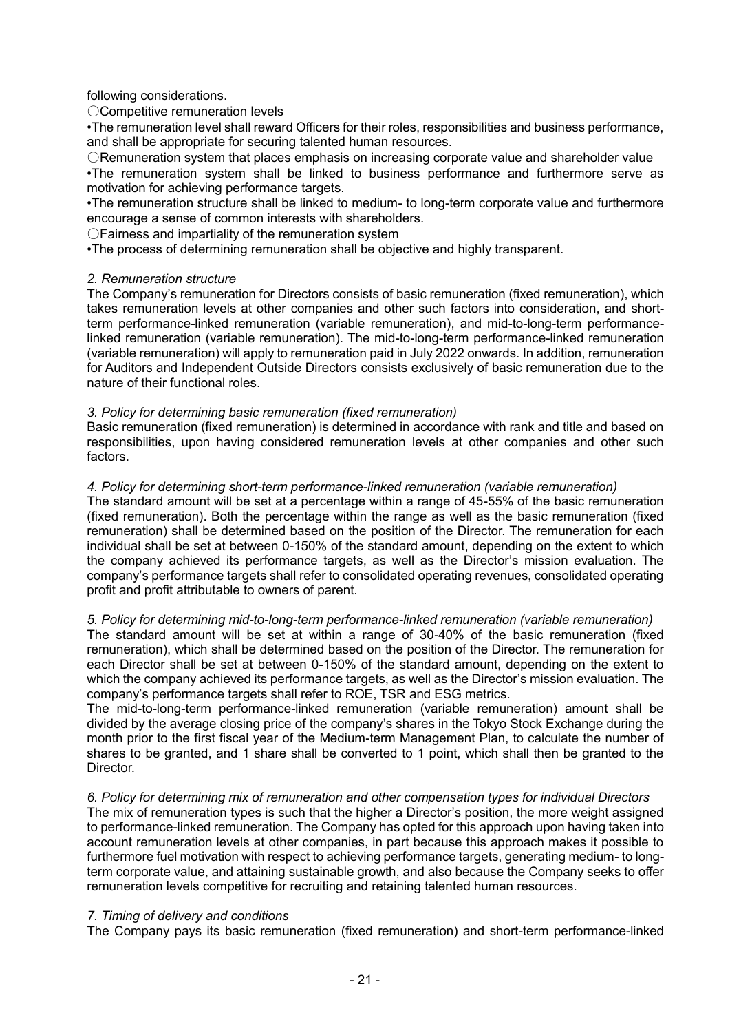following considerations.

〇Competitive remuneration levels

•The remuneration level shall reward Officers for their roles, responsibilities and business performance, and shall be appropriate for securing talented human resources.

〇Remuneration system that places emphasis on increasing corporate value and shareholder value

•The remuneration system shall be linked to business performance and furthermore serve as motivation for achieving performance targets.

•The remuneration structure shall be linked to medium- to long-term corporate value and furthermore encourage a sense of common interests with shareholders.

〇Fairness and impartiality of the remuneration system

•The process of determining remuneration shall be objective and highly transparent.

*2. Remuneration structure*

The Company's remuneration for Directors consists of basic remuneration (fixed remuneration), which takes remuneration levels at other companies and other such factors into consideration, and short-term performance-linked remuneration (variable remuneration), and mid-to-long-term performance-linked remuneration (variable remuneration). The mid-to-long-term performance-linked remuneration (variable remuneration) will apply to remuneration paid in July 2022 onwards. In addition, remuneration for Auditors and Independent Outside Directors consists exclusively of basic remuneration due to the nature of their functional roles.

*3. Policy for determining basic remuneration (fixed remuneration)*

Basic remuneration (fixed remuneration) is determined in accordance with rank and title and based on responsibilities, upon having considered remuneration levels at other companies and other such factors.

*4. Policy for determining short-term performance-linked remuneration (variable remuneration)*

The standard amount will be set at a percentage within a range of 45-55% of the basic remuneration (fixed remuneration). Both the percentage within the range as well as the basic remuneration (fixed remuneration) shall be determined based on the position of the Director. The remuneration for each individual shall be set at between 0-150% of the standard amount, depending on the extent to which the company achieved its performance targets, as well as the Director's mission evaluation. The company's performance targets shall refer to consolidated operating revenues, consolidated operating profit and profit attributable to owners of parent.

*5. Policy for determining mid-to-long-term performance-linked remuneration (variable remuneration)*

The standard amount will be set at within a range of 30-40% of the basic remuneration (fixed remuneration), which shall be determined based on the position of the Director. The remuneration for each Director shall be set at between 0-150% of the standard amount, depending on the extent to which the company achieved its performance targets, as well as the Director's mission evaluation. The company's performance targets shall refer to ROE, TSR and ESG metrics.

The mid-to-long-term performance-linked remuneration (variable remuneration) amount shall be divided by the average closing price of the company's shares in the Tokyo Stock Exchange during the month prior to the first fiscal year of the Medium-term Management Plan, to calculate the number of shares to be granted, and 1 share shall be converted to 1 point, which shall then be granted to the Director.

*6. Policy for determining mix of remuneration and other compensation types for individual Directors*

The mix of remuneration types is such that the higher a Director's position, the more weight assigned to performance-linked remuneration. The Company has opted for this approach upon having taken into account remuneration levels at other companies, in part because this approach makes it possible to furthermore fuel motivation with respect to achieving performance targets, generating medium- to long-term corporate value, and attaining sustainable growth, and also because the Company seeks to offer remuneration levels competitive for recruiting and retaining talented human resources.

*7. Timing of delivery and conditions*

The Company pays its basic remuneration (fixed remuneration) and short-term performance-linked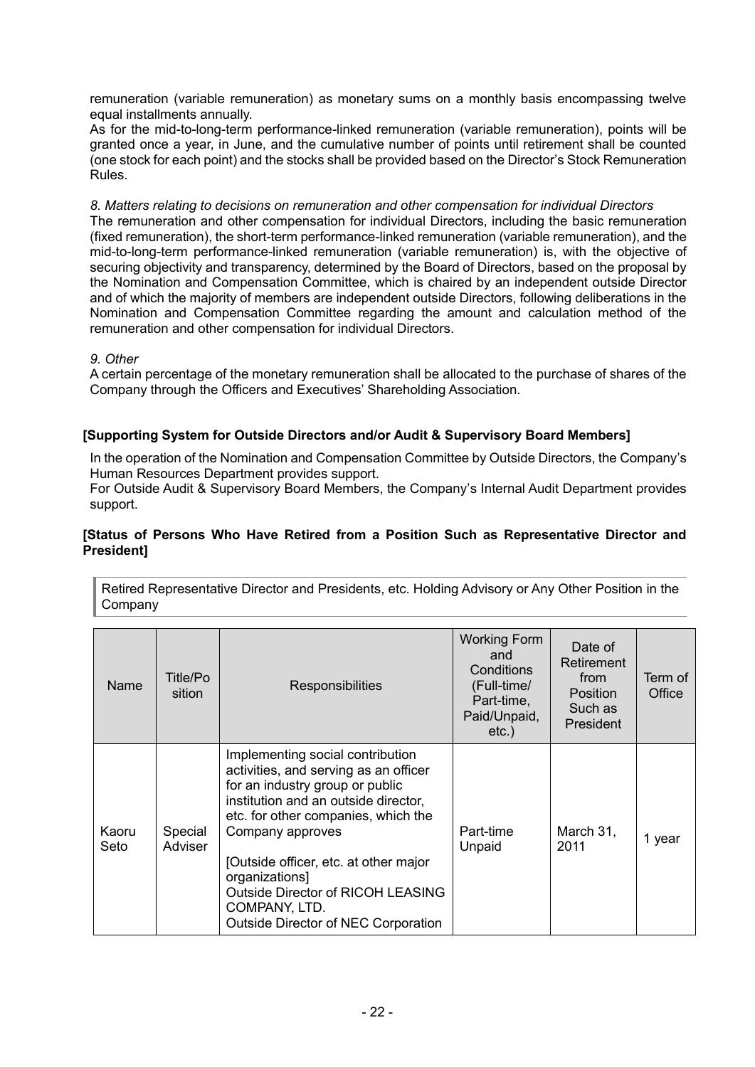remuneration (variable remuneration) as monetary sums on a monthly basis encompassing twelve equal installments annually.

As for the mid-to-long-term performance-linked remuneration (variable remuneration), points will be granted once a year, in June, and the cumulative number of points until retirement shall be counted (one stock for each point) and the stocks shall be provided based on the Director's Stock Remuneration Rules.

*8. Matters relating to decisions on remuneration and other compensation for individual Directors*

The remuneration and other compensation for individual Directors, including the basic remuneration (fixed remuneration), the short-term performance-linked remuneration (variable remuneration), and the mid-to-long-term performance-linked remuneration (variable remuneration) is, with the objective of securing objectivity and transparency, determined by the Board of Directors, based on the proposal by the Nomination and Compensation Committee, which is chaired by an independent outside Director and of which the majority of members are independent outside Directors, following deliberations in the Nomination and Compensation Committee regarding the amount and calculation method of the remuneration and other compensation for individual Directors.

*9. Other*

A certain percentage of the monetary remuneration shall be allocated to the purchase of shares of the Company through the Officers and Executives' Shareholding Association.

**[Supporting System for Outside Directors and/or Audit & Supervisory Board Members]**

In the operation of the Nomination and Compensation Committee by Outside Directors, the Company's Human Resources Department provides support.

For Outside Audit & Supervisory Board Members, the Company's Internal Audit Department provides support.

**[Status of Persons Who Have Retired from a Position Such as Representative Director and President]**

Retired Representative Director and Presidents, etc. Holding Advisory or Any Other Position in the Company

| Name | Title/Position | Responsibilities | Working Form and Conditions (Full-time/ Part-time, Paid/Unpaid, etc.) | Date of Retirement from Position Such as President | Term of Office |
|---|---|---|---|---|---|
| Kaoru Seto | Special Adviser | Implementing social contribution activities, and serving as an officer for an industry group or public institution and an outside director, etc. for other companies, which the Company approves<br><br>[Outside officer, etc. at other major organizations]<br>Outside Director of RICOH LEASING COMPANY, LTD.<br>Outside Director of NEC Corporation | Part-time Unpaid | March 31, 2011 | 1 year |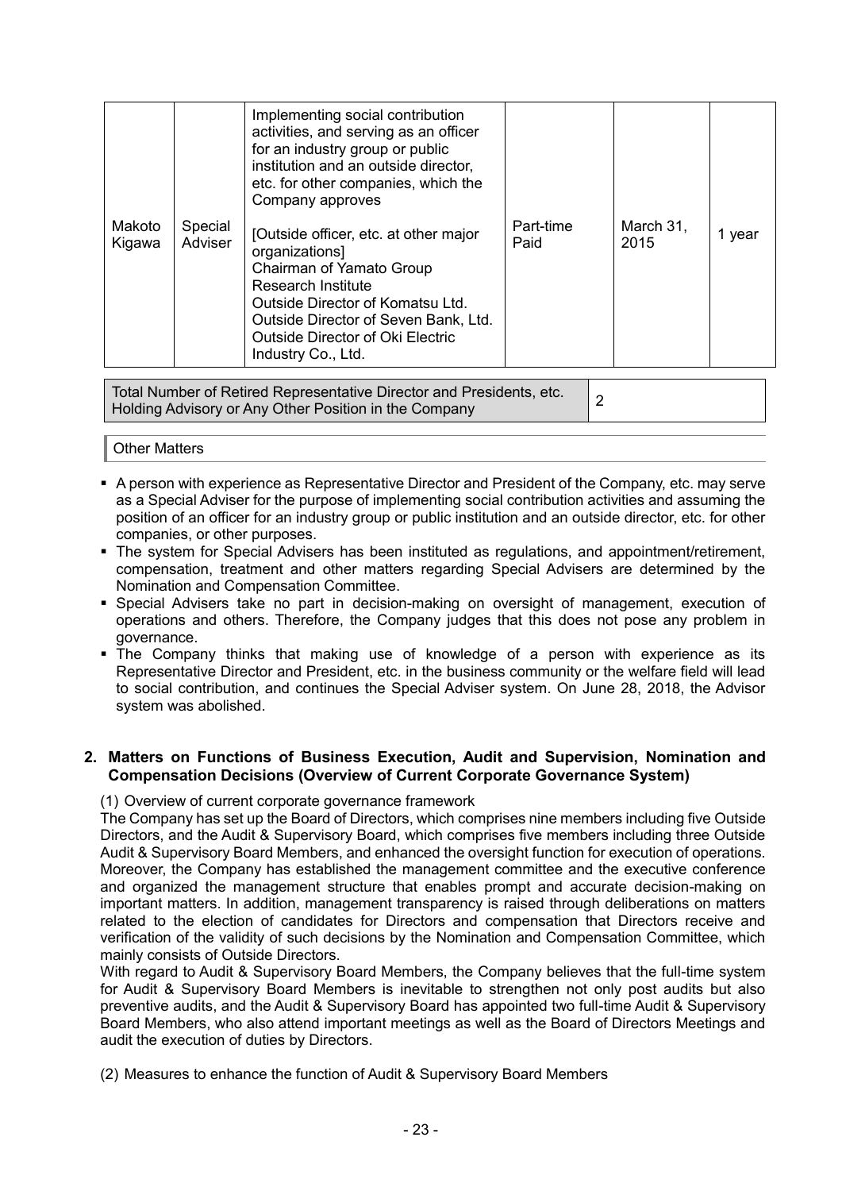| | | | | | |
|---|---|---|---|---|---|
| Makoto Kigawa | Special Adviser | Implementing social contribution activities, and serving as an officer for an industry group or public institution and an outside director, etc. for other companies, which the Company approves<br><br>[Outside officer, etc. at other major organizations]<br>Chairman of Yamato Group Research Institute<br>Outside Director of Komatsu Ltd.<br>Outside Director of Seven Bank, Ltd.<br>Outside Director of Oki Electric Industry Co., Ltd. | Part-time Paid | March 31, 2015 | 1 year |

| Total Number of Retired Representative Director and Presidents, etc. Holding Advisory or Any Other Position in the Company | 2 |
|---|---|

Other Matters

- A person with experience as Representative Director and President of the Company, etc. may serve as a Special Adviser for the purpose of implementing social contribution activities and assuming the position of an officer for an industry group or public institution and an outside director, etc. for other companies, or other purposes.
- The system for Special Advisers has been instituted as regulations, and appointment/retirement, compensation, treatment and other matters regarding Special Advisers are determined by the Nomination and Compensation Committee.
- Special Advisers take no part in decision-making on oversight of management, execution of operations and others. Therefore, the Company judges that this does not pose any problem in governance.
- The Company thinks that making use of knowledge of a person with experience as its Representative Director and President, etc. in the business community or the welfare field will lead to social contribution, and continues the Special Adviser system. On June 28, 2018, the Advisor system was abolished.

## 2. Matters on Functions of Business Execution, Audit and Supervision, Nomination and Compensation Decisions (Overview of Current Corporate Governance System)

(1) Overview of current corporate governance framework

The Company has set up the Board of Directors, which comprises nine members including five Outside Directors, and the Audit & Supervisory Board, which comprises five members including three Outside Audit & Supervisory Board Members, and enhanced the oversight function for execution of operations. Moreover, the Company has established the management committee and the executive conference and organized the management structure that enables prompt and accurate decision-making on important matters. In addition, management transparency is raised through deliberations on matters related to the election of candidates for Directors and compensation that Directors receive and verification of the validity of such decisions by the Nomination and Compensation Committee, which mainly consists of Outside Directors.

With regard to Audit & Supervisory Board Members, the Company believes that the full-time system for Audit & Supervisory Board Members is inevitable to strengthen not only post audits but also preventive audits, and the Audit & Supervisory Board has appointed two full-time Audit & Supervisory Board Members, who also attend important meetings as well as the Board of Directors Meetings and audit the execution of duties by Directors.

(2) Measures to enhance the function of Audit & Supervisory Board Members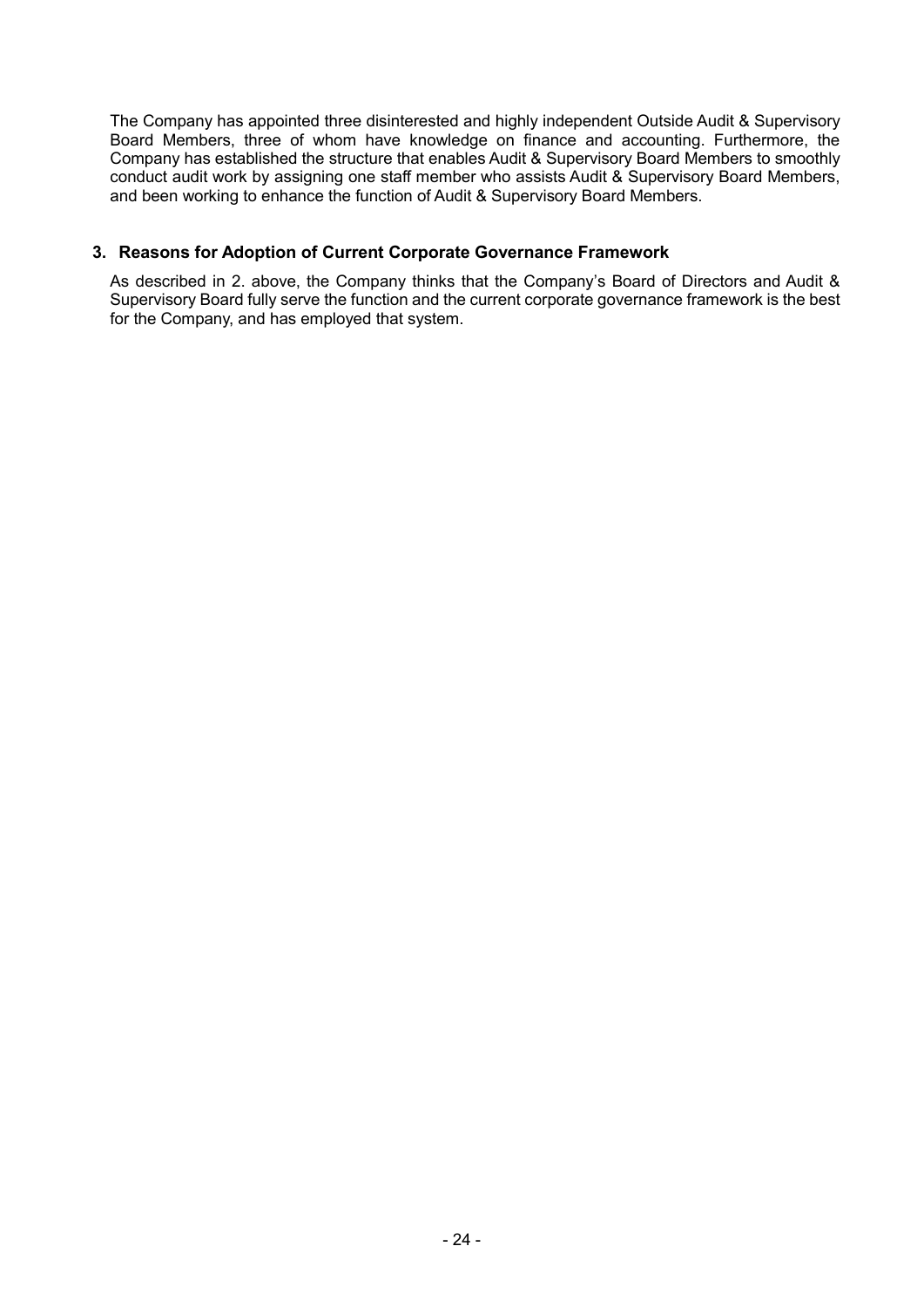The Company has appointed three disinterested and highly independent Outside Audit & Supervisory Board Members, three of whom have knowledge on finance and accounting. Furthermore, the Company has established the structure that enables Audit & Supervisory Board Members to smoothly conduct audit work by assigning one staff member who assists Audit & Supervisory Board Members, and been working to enhance the function of Audit & Supervisory Board Members.

### 3. Reasons for Adoption of Current Corporate Governance Framework

As described in 2. above, the Company thinks that the Company's Board of Directors and Audit & Supervisory Board fully serve the function and the current corporate governance framework is the best for the Company, and has employed that system.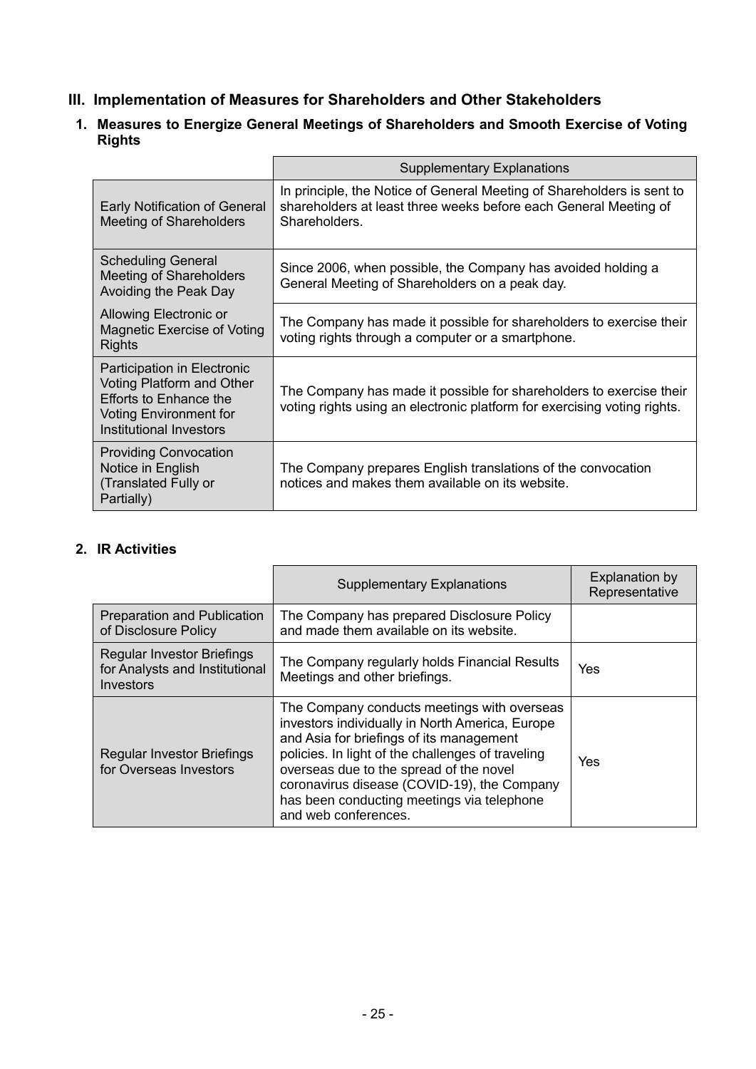## III. Implementation of Measures for Shareholders and Other Stakeholders

### 1. Measures to Energize General Meetings of Shareholders and Smooth Exercise of Voting Rights

| | Supplementary Explanations |
|---|---|
| Early Notification of General Meeting of Shareholders | In principle, the Notice of General Meeting of Shareholders is sent to shareholders at least three weeks before each General Meeting of Shareholders. |
| Scheduling General Meeting of Shareholders Avoiding the Peak Day | Since 2006, when possible, the Company has avoided holding a General Meeting of Shareholders on a peak day. |
| Allowing Electronic or Magnetic Exercise of Voting Rights | The Company has made it possible for shareholders to exercise their voting rights through a computer or a smartphone. |
| Participation in Electronic Voting Platform and Other Efforts to Enhance the Voting Environment for Institutional Investors | The Company has made it possible for shareholders to exercise their voting rights using an electronic platform for exercising voting rights. |
| Providing Convocation Notice in English (Translated Fully or Partially) | The Company prepares English translations of the convocation notices and makes them available on its website. |

### 2. IR Activities

| | Supplementary Explanations | Explanation by Representative |
|---|---|---|
| Preparation and Publication of Disclosure Policy | The Company has prepared Disclosure Policy and made them available on its website. | |
| Regular Investor Briefings for Analysts and Institutional Investors | The Company regularly holds Financial Results Meetings and other briefings. | Yes |
| Regular Investor Briefings for Overseas Investors | The Company conducts meetings with overseas investors individually in North America, Europe and Asia for briefings of its management policies. In light of the challenges of traveling overseas due to the spread of the novel coronavirus disease (COVID-19), the Company has been conducting meetings via telephone and web conferences. | Yes |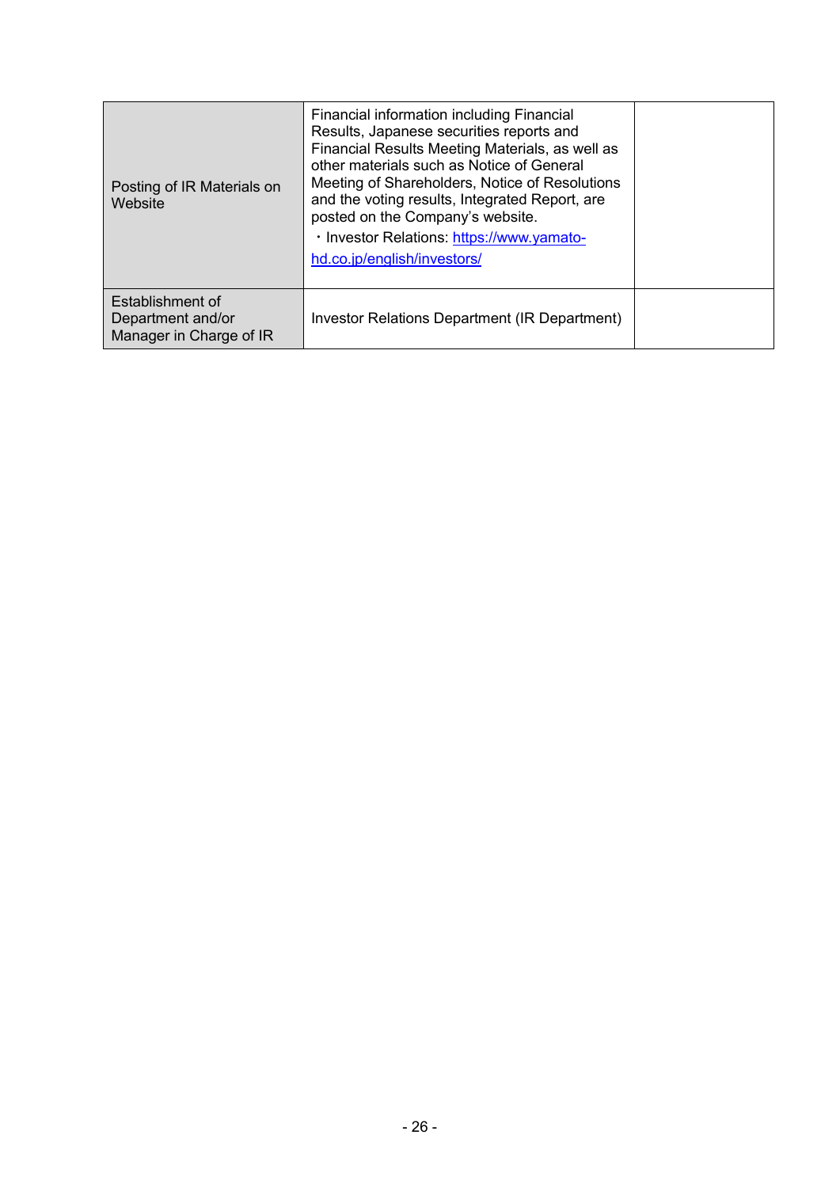| | | |
|---|---|---|
| Posting of IR Materials on Website | Financial information including Financial Results, Japanese securities reports and Financial Results Meeting Materials, as well as other materials such as Notice of General Meeting of Shareholders, Notice of Resolutions and the voting results, Integrated Report, are posted on the Company's website.<br>・Investor Relations: https://www.yamato-hd.co.jp/english/investors/ | |
| Establishment of Department and/or Manager in Charge of IR | Investor Relations Department (IR Department) | |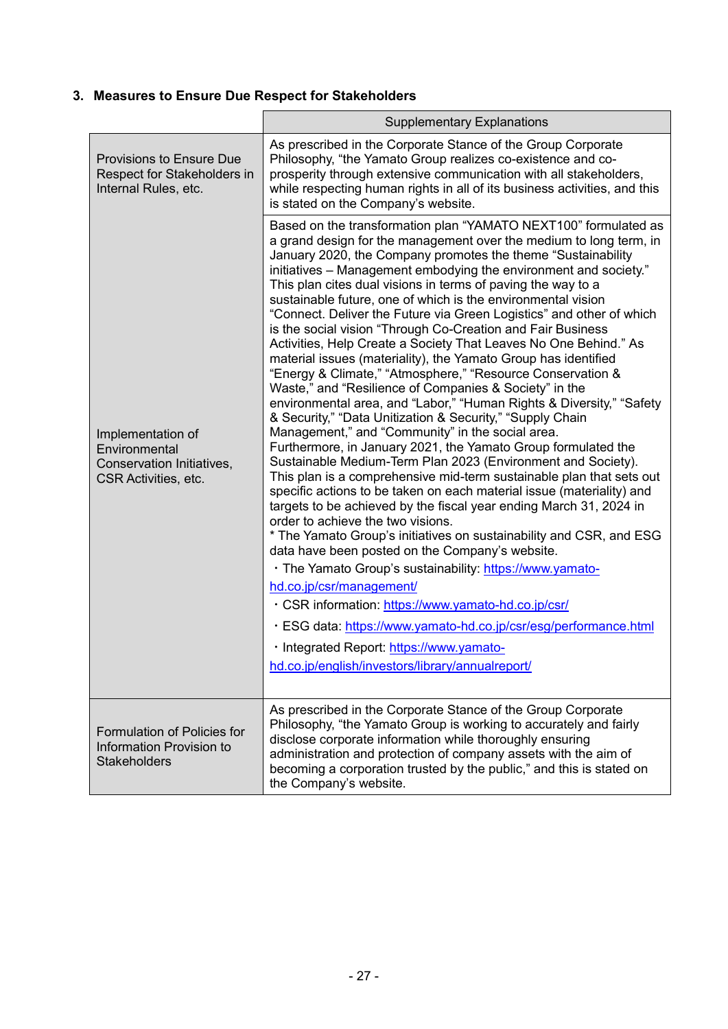### 3. Measures to Ensure Due Respect for Stakeholders

| | Supplementary Explanations |
|---|---|
| Provisions to Ensure Due Respect for Stakeholders in Internal Rules, etc. | As prescribed in the Corporate Stance of the Group Corporate Philosophy, "the Yamato Group realizes co-existence and co-prosperity through extensive communication with all stakeholders, while respecting human rights in all of its business activities, and this is stated on the Company's website. |
| Implementation of Environmental Conservation Initiatives, CSR Activities, etc. | Based on the transformation plan "YAMATO NEXT100" formulated as a grand design for the management over the medium to long term, in January 2020, the Company promotes the theme "Sustainability initiatives – Management embodying the environment and society." This plan cites dual visions in terms of paving the way to a sustainable future, one of which is the environmental vision "Connect. Deliver the Future via Green Logistics" and other of which is the social vision "Through Co-Creation and Fair Business Activities, Help Create a Society That Leaves No One Behind." As material issues (materiality), the Yamato Group has identified "Energy & Climate," "Atmosphere," "Resource Conservation & Waste," and "Resilience of Companies & Society" in the environmental area, and "Labor," "Human Rights & Diversity," "Safety & Security," "Data Unitization & Security," "Supply Chain Management," and "Community" in the social area.<br>Furthermore, in January 2021, the Yamato Group formulated the Sustainable Medium-Term Plan 2023 (Environment and Society). This plan is a comprehensive mid-term sustainable plan that sets out specific actions to be taken on each material issue (materiality) and targets to be achieved by the fiscal year ending March 31, 2024 in order to achieve the two visions.<br>* The Yamato Group's initiatives on sustainability and CSR, and ESG data have been posted on the Company's website.<br>・The Yamato Group's sustainability: https://www.yamato-hd.co.jp/csr/management/<br>・CSR information: https://www.yamato-hd.co.jp/csr/<br>・ESG data: https://www.yamato-hd.co.jp/csr/esg/performance.html<br>・Integrated Report: https://www.yamato-hd.co.jp/english/investors/library/annualreport/ |
| Formulation of Policies for Information Provision to Stakeholders | As prescribed in the Corporate Stance of the Group Corporate Philosophy, "the Yamato Group is working to accurately and fairly disclose corporate information while thoroughly ensuring administration and protection of company assets with the aim of becoming a corporation trusted by the public," and this is stated on the Company's website. |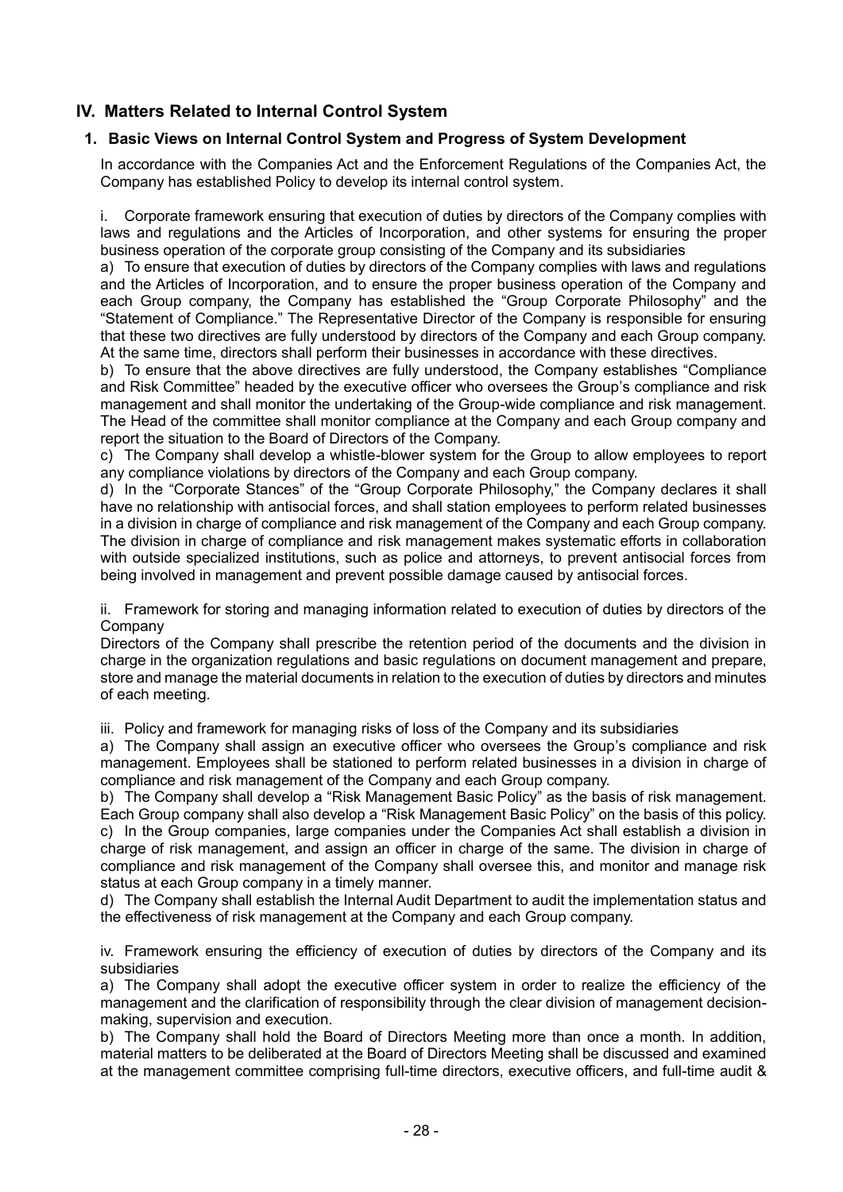## IV. Matters Related to Internal Control System

### 1. Basic Views on Internal Control System and Progress of System Development

In accordance with the Companies Act and the Enforcement Regulations of the Companies Act, the Company has established Policy to develop its internal control system.

i. Corporate framework ensuring that execution of duties by directors of the Company complies with laws and regulations and the Articles of Incorporation, and other systems for ensuring the proper business operation of the corporate group consisting of the Company and its subsidiaries

a) To ensure that execution of duties by directors of the Company complies with laws and regulations and the Articles of Incorporation, and to ensure the proper business operation of the Company and each Group company, the Company has established the "Group Corporate Philosophy" and the "Statement of Compliance." The Representative Director of the Company is responsible for ensuring that these two directives are fully understood by directors of the Company and each Group company. At the same time, directors shall perform their businesses in accordance with these directives.

b) To ensure that the above directives are fully understood, the Company establishes "Compliance and Risk Committee" headed by the executive officer who oversees the Group's compliance and risk management and shall monitor the undertaking of the Group-wide compliance and risk management. The Head of the committee shall monitor compliance at the Company and each Group company and report the situation to the Board of Directors of the Company.

c) The Company shall develop a whistle-blower system for the Group to allow employees to report any compliance violations by directors of the Company and each Group company.

d) In the "Corporate Stances" of the "Group Corporate Philosophy," the Company declares it shall have no relationship with antisocial forces, and shall station employees to perform related businesses in a division in charge of compliance and risk management of the Company and each Group company. The division in charge of compliance and risk management makes systematic efforts in collaboration with outside specialized institutions, such as police and attorneys, to prevent antisocial forces from being involved in management and prevent possible damage caused by antisocial forces.

ii. Framework for storing and managing information related to execution of duties by directors of the Company

Directors of the Company shall prescribe the retention period of the documents and the division in charge in the organization regulations and basic regulations on document management and prepare, store and manage the material documents in relation to the execution of duties by directors and minutes of each meeting.

iii. Policy and framework for managing risks of loss of the Company and its subsidiaries

a) The Company shall assign an executive officer who oversees the Group's compliance and risk management. Employees shall be stationed to perform related businesses in a division in charge of compliance and risk management of the Company and each Group company.

b) The Company shall develop a "Risk Management Basic Policy" as the basis of risk management. Each Group company shall also develop a "Risk Management Basic Policy" on the basis of this policy.

c) In the Group companies, large companies under the Companies Act shall establish a division in charge of risk management, and assign an officer in charge of the same. The division in charge of compliance and risk management of the Company shall oversee this, and monitor and manage risk status at each Group company in a timely manner.

d) The Company shall establish the Internal Audit Department to audit the implementation status and the effectiveness of risk management at the Company and each Group company.

iv. Framework ensuring the efficiency of execution of duties by directors of the Company and its subsidiaries

a) The Company shall adopt the executive officer system in order to realize the efficiency of the management and the clarification of responsibility through the clear division of management decision-making, supervision and execution.

b) The Company shall hold the Board of Directors Meeting more than once a month. In addition, material matters to be deliberated at the Board of Directors Meeting shall be discussed and examined at the management committee comprising full-time directors, executive officers, and full-time audit &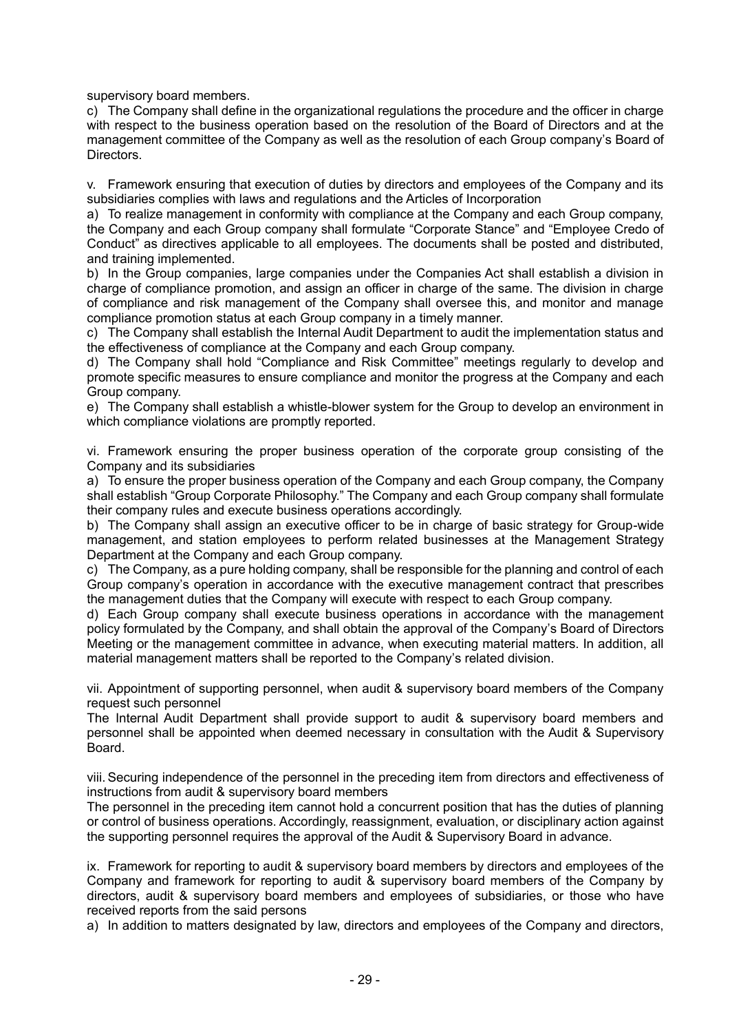supervisory board members.

c) The Company shall define in the organizational regulations the procedure and the officer in charge with respect to the business operation based on the resolution of the Board of Directors and at the management committee of the Company as well as the resolution of each Group company's Board of Directors.

v. Framework ensuring that execution of duties by directors and employees of the Company and its subsidiaries complies with laws and regulations and the Articles of Incorporation

a) To realize management in conformity with compliance at the Company and each Group company, the Company and each Group company shall formulate "Corporate Stance" and "Employee Credo of Conduct" as directives applicable to all employees. The documents shall be posted and distributed, and training implemented.

b) In the Group companies, large companies under the Companies Act shall establish a division in charge of compliance promotion, and assign an officer in charge of the same. The division in charge of compliance and risk management of the Company shall oversee this, and monitor and manage compliance promotion status at each Group company in a timely manner.

c) The Company shall establish the Internal Audit Department to audit the implementation status and the effectiveness of compliance at the Company and each Group company.

d) The Company shall hold "Compliance and Risk Committee" meetings regularly to develop and promote specific measures to ensure compliance and monitor the progress at the Company and each Group company.

e) The Company shall establish a whistle-blower system for the Group to develop an environment in which compliance violations are promptly reported.

vi. Framework ensuring the proper business operation of the corporate group consisting of the Company and its subsidiaries

a) To ensure the proper business operation of the Company and each Group company, the Company shall establish "Group Corporate Philosophy." The Company and each Group company shall formulate their company rules and execute business operations accordingly.

b) The Company shall assign an executive officer to be in charge of basic strategy for Group-wide management, and station employees to perform related businesses at the Management Strategy Department at the Company and each Group company.

c) The Company, as a pure holding company, shall be responsible for the planning and control of each Group company's operation in accordance with the executive management contract that prescribes the management duties that the Company will execute with respect to each Group company.

d) Each Group company shall execute business operations in accordance with the management policy formulated by the Company, and shall obtain the approval of the Company's Board of Directors Meeting or the management committee in advance, when executing material matters. In addition, all material management matters shall be reported to the Company's related division.

vii. Appointment of supporting personnel, when audit & supervisory board members of the Company request such personnel

The Internal Audit Department shall provide support to audit & supervisory board members and personnel shall be appointed when deemed necessary in consultation with the Audit & Supervisory Board.

viii. Securing independence of the personnel in the preceding item from directors and effectiveness of instructions from audit & supervisory board members

The personnel in the preceding item cannot hold a concurrent position that has the duties of planning or control of business operations. Accordingly, reassignment, evaluation, or disciplinary action against the supporting personnel requires the approval of the Audit & Supervisory Board in advance.

ix. Framework for reporting to audit & supervisory board members by directors and employees of the Company and framework for reporting to audit & supervisory board members of the Company by directors, audit & supervisory board members and employees of subsidiaries, or those who have received reports from the said persons

a) In addition to matters designated by law, directors and employees of the Company and directors,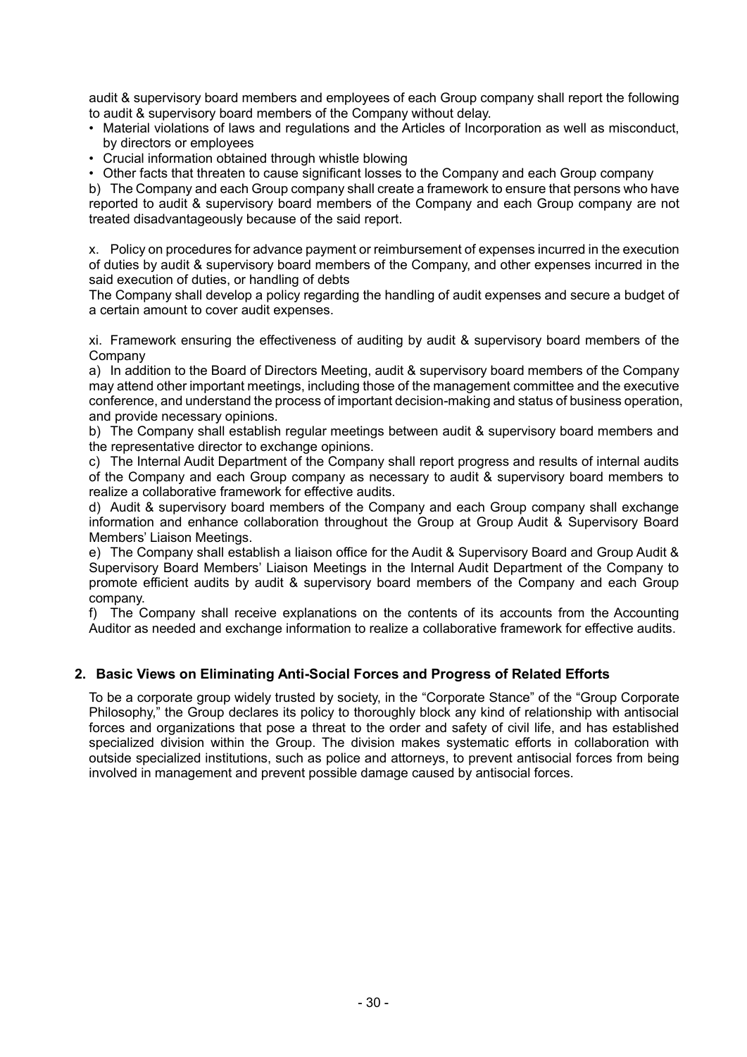audit & supervisory board members and employees of each Group company shall report the following to audit & supervisory board members of the Company without delay.

- Material violations of laws and regulations and the Articles of Incorporation as well as misconduct, by directors or employees
- Crucial information obtained through whistle blowing
- Other facts that threaten to cause significant losses to the Company and each Group company

b) The Company and each Group company shall create a framework to ensure that persons who have reported to audit & supervisory board members of the Company and each Group company are not treated disadvantageously because of the said report.

x. Policy on procedures for advance payment or reimbursement of expenses incurred in the execution of duties by audit & supervisory board members of the Company, and other expenses incurred in the said execution of duties, or handling of debts

The Company shall develop a policy regarding the handling of audit expenses and secure a budget of a certain amount to cover audit expenses.

xi. Framework ensuring the effectiveness of auditing by audit & supervisory board members of the Company

a) In addition to the Board of Directors Meeting, audit & supervisory board members of the Company may attend other important meetings, including those of the management committee and the executive conference, and understand the process of important decision-making and status of business operation, and provide necessary opinions.

b) The Company shall establish regular meetings between audit & supervisory board members and the representative director to exchange opinions.

c) The Internal Audit Department of the Company shall report progress and results of internal audits of the Company and each Group company as necessary to audit & supervisory board members to realize a collaborative framework for effective audits.

d) Audit & supervisory board members of the Company and each Group company shall exchange information and enhance collaboration throughout the Group at Group Audit & Supervisory Board Members' Liaison Meetings.

e) The Company shall establish a liaison office for the Audit & Supervisory Board and Group Audit & Supervisory Board Members' Liaison Meetings in the Internal Audit Department of the Company to promote efficient audits by audit & supervisory board members of the Company and each Group company.

f) The Company shall receive explanations on the contents of its accounts from the Accounting Auditor as needed and exchange information to realize a collaborative framework for effective audits.

## 2. Basic Views on Eliminating Anti-Social Forces and Progress of Related Efforts

To be a corporate group widely trusted by society, in the "Corporate Stance" of the "Group Corporate Philosophy," the Group declares its policy to thoroughly block any kind of relationship with antisocial forces and organizations that pose a threat to the order and safety of civil life, and has established specialized division within the Group. The division makes systematic efforts in collaboration with outside specialized institutions, such as police and attorneys, to prevent antisocial forces from being involved in management and prevent possible damage caused by antisocial forces.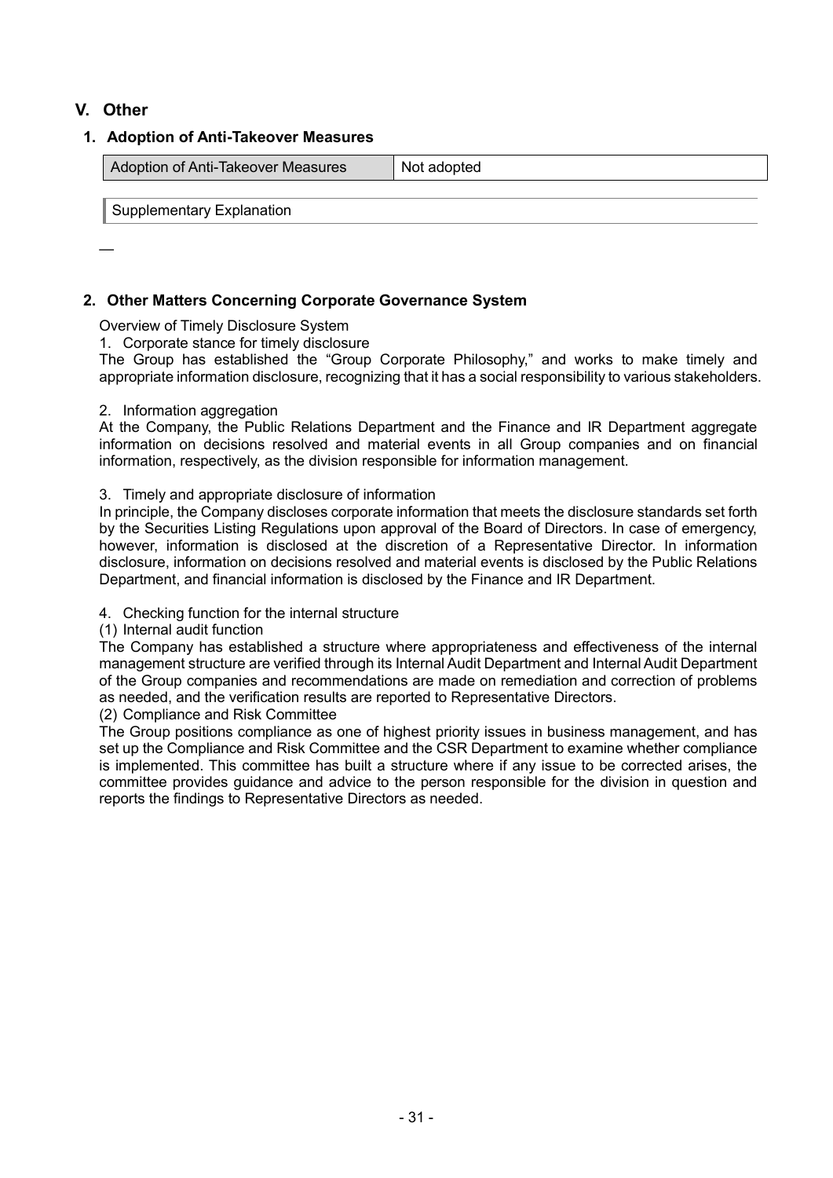## V. Other

### 1. Adoption of Anti-Takeover Measures

| Adoption of Anti-Takeover Measures | Not adopted |
| --- | --- |

Supplementary Explanation

—

### 2. Other Matters Concerning Corporate Governance System

Overview of Timely Disclosure System

1. Corporate stance for timely disclosure

The Group has established the "Group Corporate Philosophy," and works to make timely and appropriate information disclosure, recognizing that it has a social responsibility to various stakeholders.

2. Information aggregation

At the Company, the Public Relations Department and the Finance and IR Department aggregate information on decisions resolved and material events in all Group companies and on financial information, respectively, as the division responsible for information management.

3. Timely and appropriate disclosure of information

In principle, the Company discloses corporate information that meets the disclosure standards set forth by the Securities Listing Regulations upon approval of the Board of Directors. In case of emergency, however, information is disclosed at the discretion of a Representative Director. In information disclosure, information on decisions resolved and material events is disclosed by the Public Relations Department, and financial information is disclosed by the Finance and IR Department.

4. Checking function for the internal structure

(1) Internal audit function

The Company has established a structure where appropriateness and effectiveness of the internal management structure are verified through its Internal Audit Department and Internal Audit Department of the Group companies and recommendations are made on remediation and correction of problems as needed, and the verification results are reported to Representative Directors.

(2) Compliance and Risk Committee

The Group positions compliance as one of highest priority issues in business management, and has set up the Compliance and Risk Committee and the CSR Department to examine whether compliance is implemented. This committee has built a structure where if any issue to be corrected arises, the committee provides guidance and advice to the person responsible for the division in question and reports the findings to Representative Directors as needed.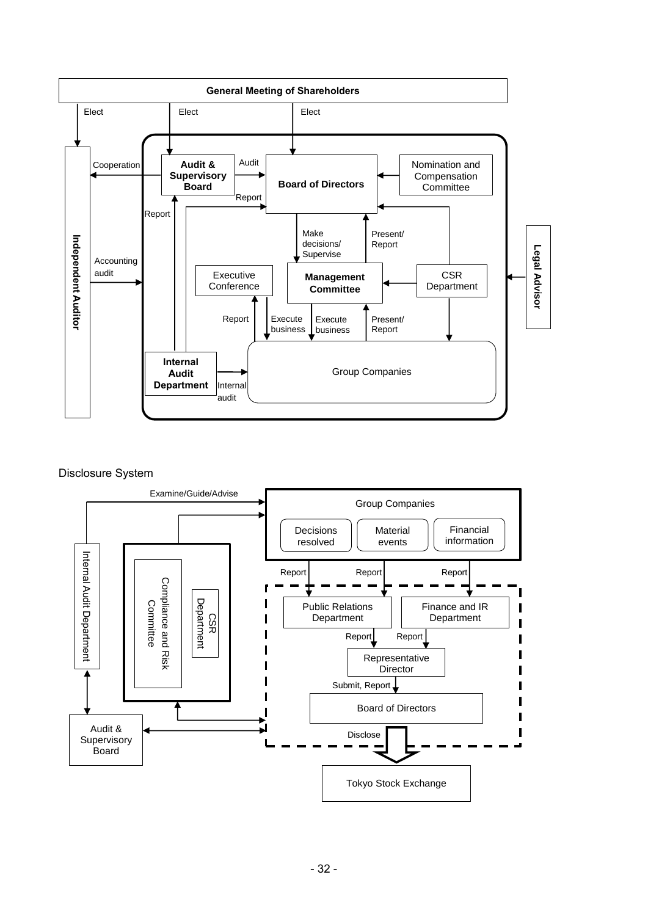General Meeting of Shareholders

Elect

Elect

Elect

Independent Auditor

Cooperation

Audit & Supervisory Board

Audit

Board of Directors

Nomination and Compensation Committee

Report

Report

Make decisions/ Supervise

Present/ Report

Legal Advisor

Accounting audit

Executive Conference

Management Committee

CSR Department

Report

Execute business

Execute business

Present/ Report

Internal Audit Department

Internal audit

Group Companies

Disclosure System

Examine/Guide/Advise

Group Companies

Decisions resolved

Material events

Financial information

Internal Audit Department

Compliance and Risk Committee

CSR Department

Report

Report

Report

Public Relations Department

Finance and IR Department

Report

Report

Representative Director

Submit, Report

Board of Directors

Audit & Supervisory Board

Disclose

Tokyo Stock Exchange